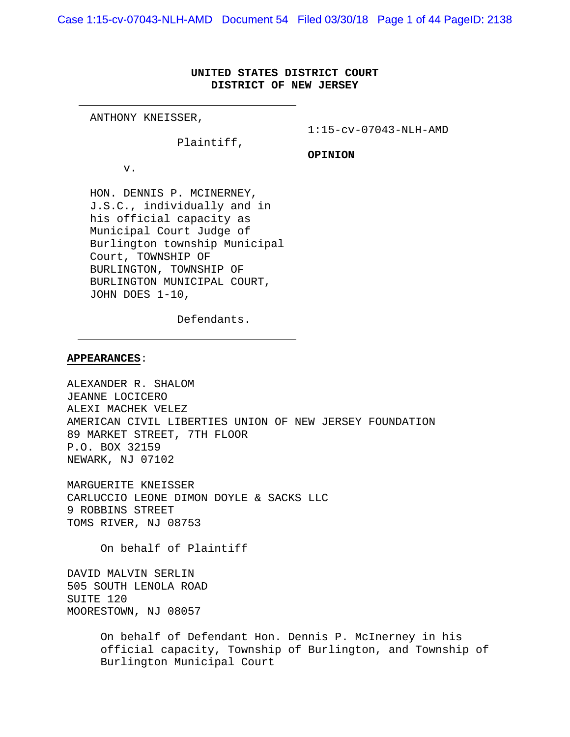**UNITED STATES DISTRICT COURT**
**DISTRICT OF NEW JERSEY**

ANTHONY KNEISSER,

Plaintiff,

v.

HON. DENNIS P. MCINERNEY, J.S.C., individually and in his official capacity as Municipal Court Judge of Burlington township Municipal Court, TOWNSHIP OF BURLINGTON, TOWNSHIP OF BURLINGTON MUNICIPAL COURT, JOHN DOES 1-10,

Defendants.

1:15-cv-07043-NLH-AMD

**OPINION**

**APPEARANCES**:

ALEXANDER R. SHALOM
JEANNE LOCICERO
ALEXI MACHEK VELEZ
AMERICAN CIVIL LIBERTIES UNION OF NEW JERSEY FOUNDATION
89 MARKET STREET, 7TH FLOOR
P.O. BOX 32159
NEWARK, NJ 07102

MARGUERITE KNEISSER
CARLUCCIO LEONE DIMON DOYLE & SACKS LLC
9 ROBBINS STREET
TOMS RIVER, NJ 08753

On behalf of Plaintiff

DAVID MALVIN SERLIN
505 SOUTH LENOLA ROAD
SUITE 120
MOORESTOWN, NJ 08057

On behalf of Defendant Hon. Dennis P. McInerney in his official capacity, Township of Burlington, and Township of Burlington Municipal Court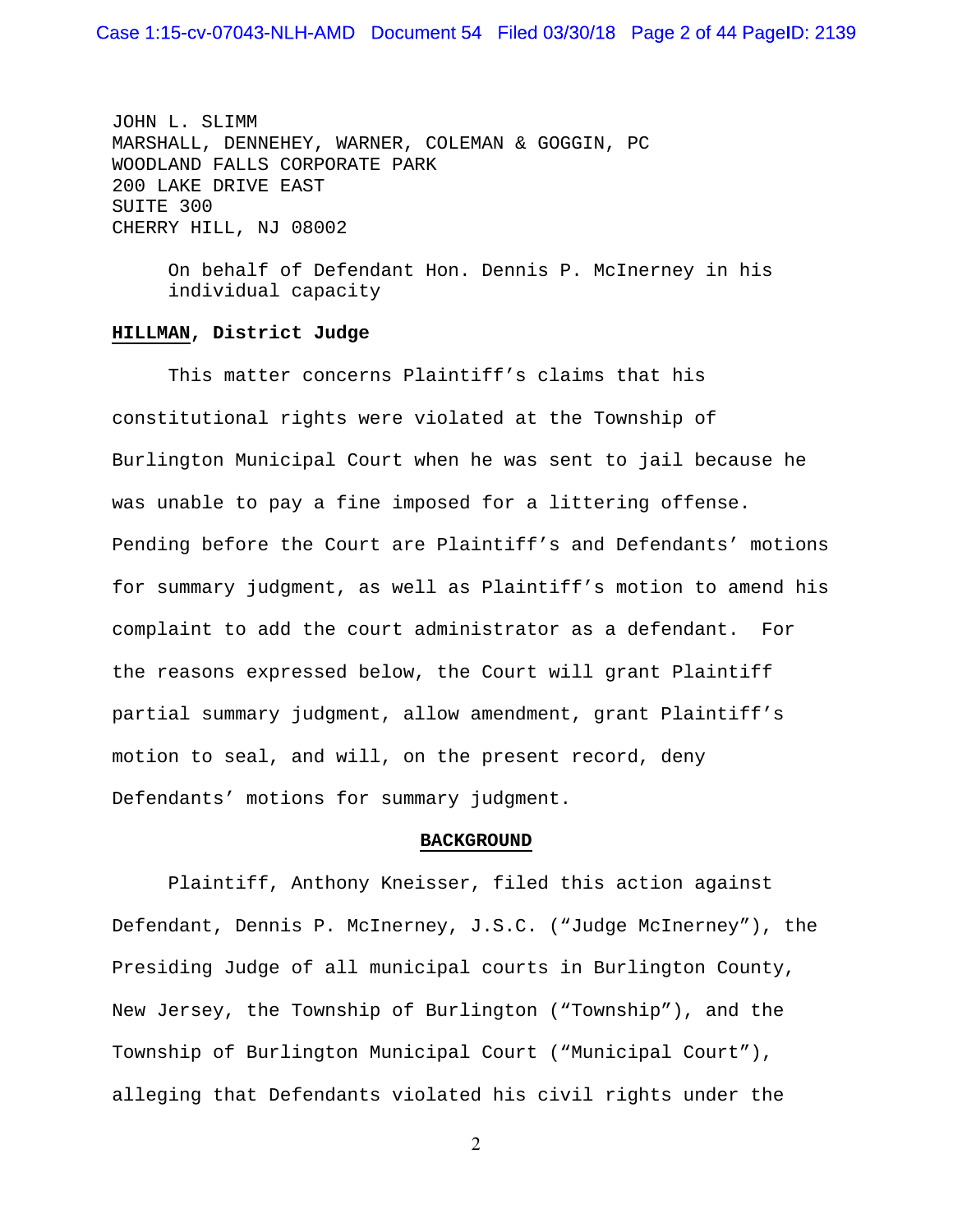JOHN L. SLIMM
MARSHALL, DENNEHEY, WARNER, COLEMAN & GOGGIN, PC
WOODLAND FALLS CORPORATE PARK
200 LAKE DRIVE EAST
SUITE 300
CHERRY HILL, NJ 08002

On behalf of Defendant Hon. Dennis P. McInerney in his individual capacity

**HILLMAN, District Judge**

This matter concerns Plaintiff's claims that his constitutional rights were violated at the Township of Burlington Municipal Court when he was sent to jail because he was unable to pay a fine imposed for a littering offense. Pending before the Court are Plaintiff's and Defendants' motions for summary judgment, as well as Plaintiff's motion to amend his complaint to add the court administrator as a defendant. For the reasons expressed below, the Court will grant Plaintiff partial summary judgment, allow amendment, grant Plaintiff's motion to seal, and will, on the present record, deny Defendants' motions for summary judgment.

## BACKGROUND

Plaintiff, Anthony Kneisser, filed this action against Defendant, Dennis P. McInerney, J.S.C. ("Judge McInerney"), the Presiding Judge of all municipal courts in Burlington County, New Jersey, the Township of Burlington ("Township"), and the Township of Burlington Municipal Court ("Municipal Court"), alleging that Defendants violated his civil rights under the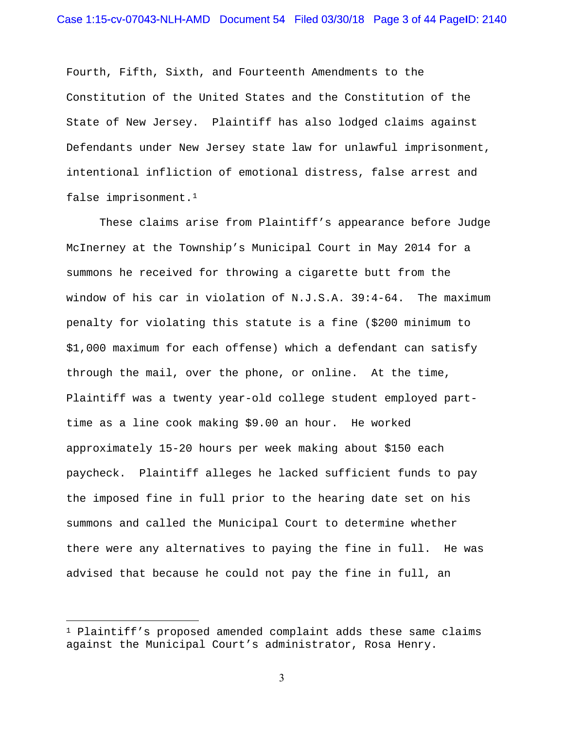Fourth, Fifth, Sixth, and Fourteenth Amendments to the Constitution of the United States and the Constitution of the State of New Jersey. Plaintiff has also lodged claims against Defendants under New Jersey state law for unlawful imprisonment, intentional infliction of emotional distress, false arrest and false imprisonment.[1]

These claims arise from Plaintiff's appearance before Judge McInerney at the Township's Municipal Court in May 2014 for a summons he received for throwing a cigarette butt from the window of his car in violation of N.J.S.A. 39:4-64. The maximum penalty for violating this statute is a fine ($200 minimum to $1,000 maximum for each offense) which a defendant can satisfy through the mail, over the phone, or online. At the time, Plaintiff was a twenty year-old college student employed part-time as a line cook making $9.00 an hour. He worked approximately 15-20 hours per week making about $150 each paycheck. Plaintiff alleges he lacked sufficient funds to pay the imposed fine in full prior to the hearing date set on his summons and called the Municipal Court to determine whether there were any alternatives to paying the fine in full. He was advised that because he could not pay the fine in full, an

---

[1] Plaintiff's proposed amended complaint adds these same claims against the Municipal Court's administrator, Rosa Henry.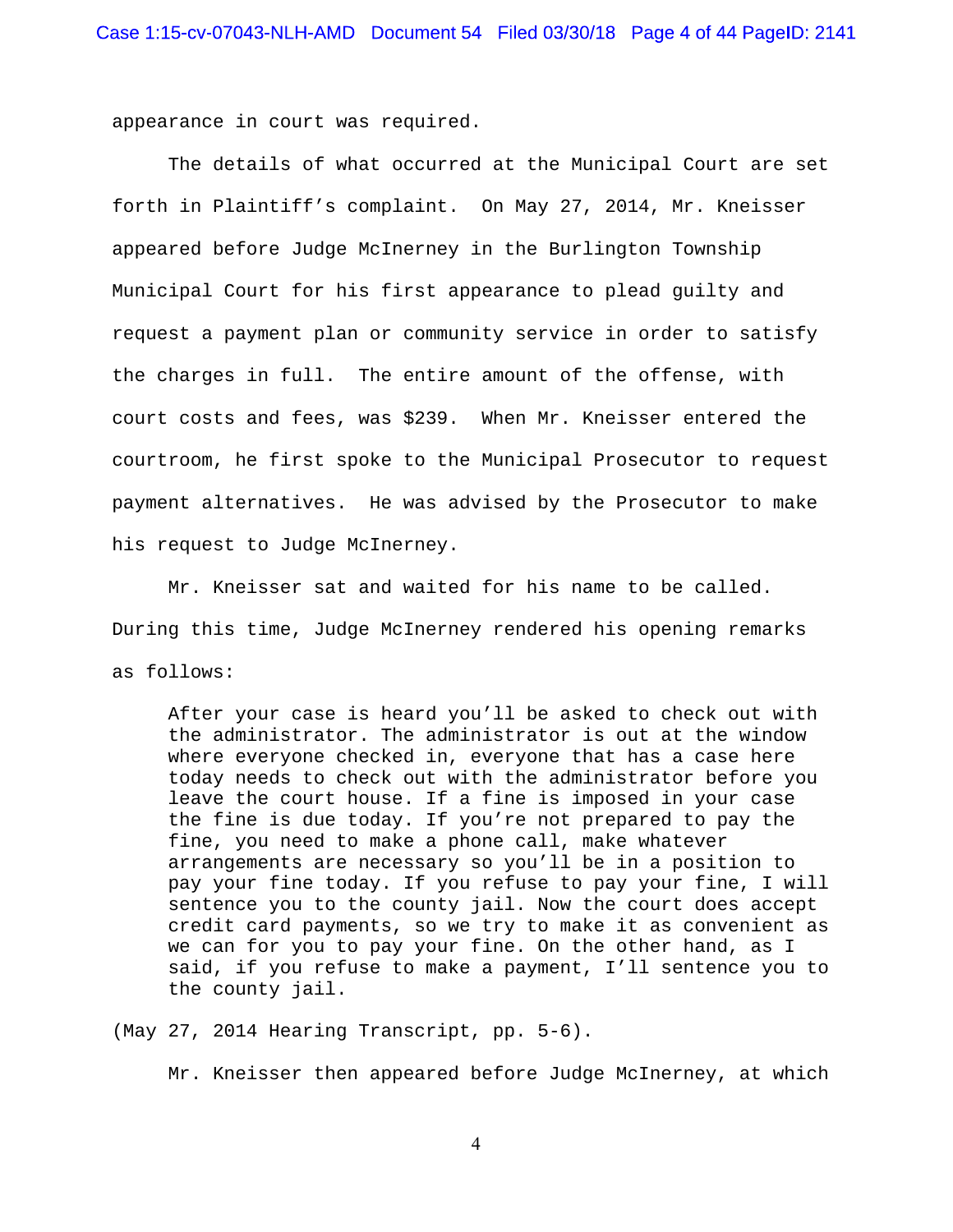appearance in court was required.

The details of what occurred at the Municipal Court are set forth in Plaintiff's complaint. On May 27, 2014, Mr. Kneisser appeared before Judge McInerney in the Burlington Township Municipal Court for his first appearance to plead guilty and request a payment plan or community service in order to satisfy the charges in full. The entire amount of the offense, with court costs and fees, was $239. When Mr. Kneisser entered the courtroom, he first spoke to the Municipal Prosecutor to request payment alternatives. He was advised by the Prosecutor to make his request to Judge McInerney.

Mr. Kneisser sat and waited for his name to be called. During this time, Judge McInerney rendered his opening remarks as follows:

> After your case is heard you'll be asked to check out with the administrator. The administrator is out at the window where everyone checked in, everyone that has a case here today needs to check out with the administrator before you leave the court house. If a fine is imposed in your case the fine is due today. If you're not prepared to pay the fine, you need to make a phone call, make whatever arrangements are necessary so you'll be in a position to pay your fine today. If you refuse to pay your fine, I will sentence you to the county jail. Now the court does accept credit card payments, so we try to make it as convenient as we can for you to pay your fine. On the other hand, as I said, if you refuse to make a payment, I'll sentence you to the county jail.

(May 27, 2014 Hearing Transcript, pp. 5-6).

Mr. Kneisser then appeared before Judge McInerney, at which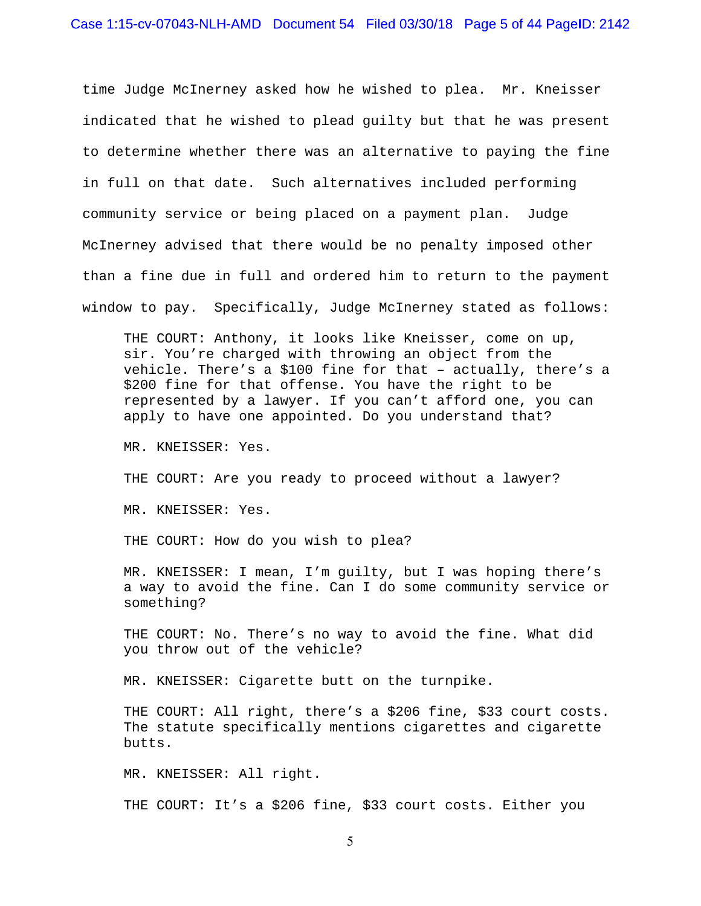time Judge McInerney asked how he wished to plea. Mr. Kneisser indicated that he wished to plead guilty but that he was present to determine whether there was an alternative to paying the fine in full on that date. Such alternatives included performing community service or being placed on a payment plan. Judge McInerney advised that there would be no penalty imposed other than a fine due in full and ordered him to return to the payment window to pay. Specifically, Judge McInerney stated as follows:

> THE COURT: Anthony, it looks like Kneisser, come on up, sir. You're charged with throwing an object from the vehicle. There's a $100 fine for that – actually, there's a $200 fine for that offense. You have the right to be represented by a lawyer. If you can't afford one, you can apply to have one appointed. Do you understand that?
>
> MR. KNEISSER: Yes.
>
> THE COURT: Are you ready to proceed without a lawyer?
>
> MR. KNEISSER: Yes.
>
> THE COURT: How do you wish to plea?
>
> MR. KNEISSER: I mean, I'm guilty, but I was hoping there's a way to avoid the fine. Can I do some community service or something?
>
> THE COURT: No. There's no way to avoid the fine. What did you throw out of the vehicle?
>
> MR. KNEISSER: Cigarette butt on the turnpike.
>
> THE COURT: All right, there's a $206 fine, $33 court costs. The statute specifically mentions cigarettes and cigarette butts.
>
> MR. KNEISSER: All right.
>
> THE COURT: It's a $206 fine, $33 court costs. Either you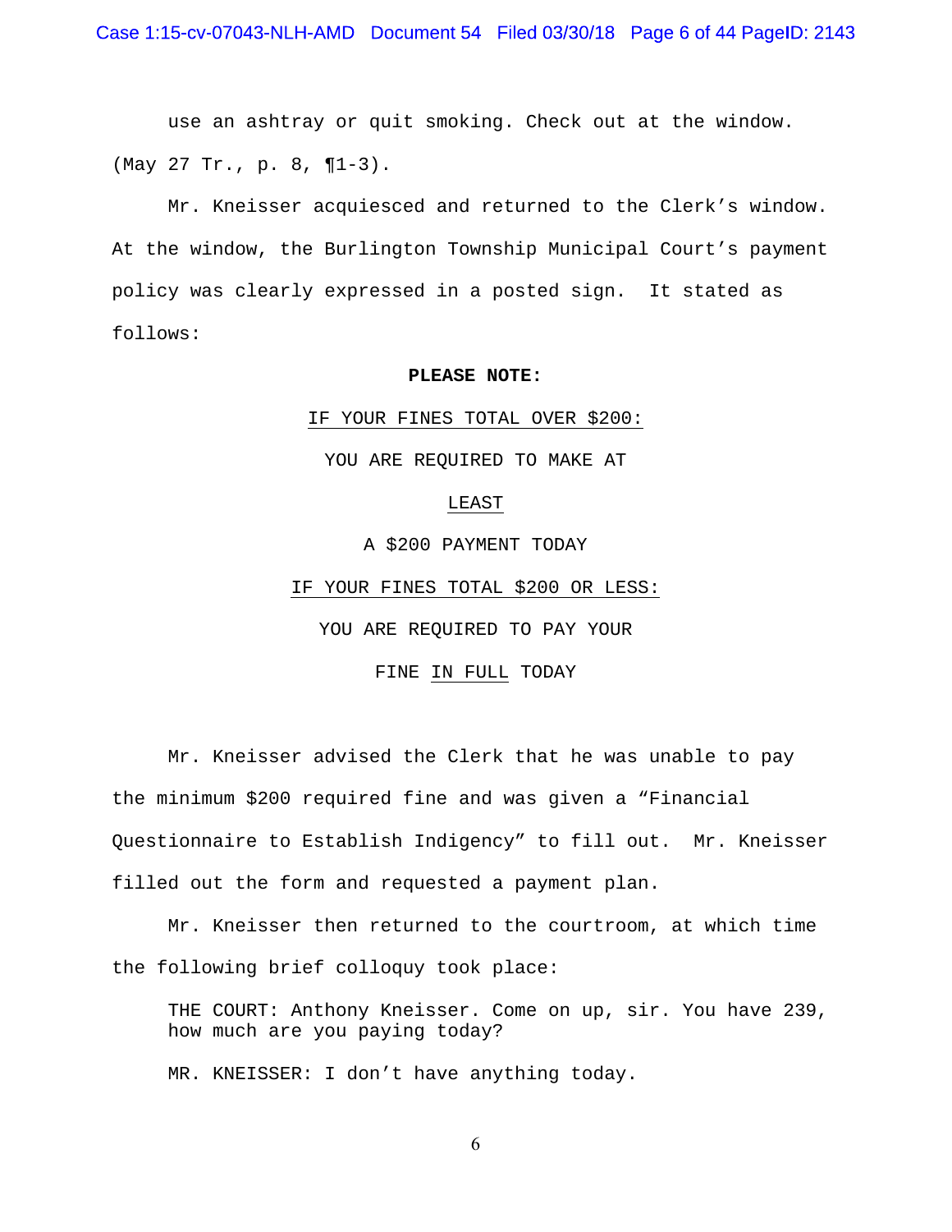use an ashtray or quit smoking. Check out at the window. (May 27 Tr., p. 8, ¶1-3).

Mr. Kneisser acquiesced and returned to the Clerk's window. At the window, the Burlington Township Municipal Court's payment policy was clearly expressed in a posted sign. It stated as follows:

**PLEASE NOTE:**

<u>IF YOUR FINES TOTAL OVER $200:</u>

YOU ARE REQUIRED TO MAKE AT

<u>LEAST</u>

A $200 PAYMENT TODAY

<u>IF YOUR FINES TOTAL $200 OR LESS:</u>

YOU ARE REQUIRED TO PAY YOUR

FINE <u>IN FULL</u> TODAY

Mr. Kneisser advised the Clerk that he was unable to pay the minimum $200 required fine and was given a "Financial Questionnaire to Establish Indigency" to fill out. Mr. Kneisser filled out the form and requested a payment plan.

Mr. Kneisser then returned to the courtroom, at which time the following brief colloquy took place:

> THE COURT: Anthony Kneisser. Come on up, sir. You have 239, how much are you paying today?
>
> MR. KNEISSER: I don't have anything today.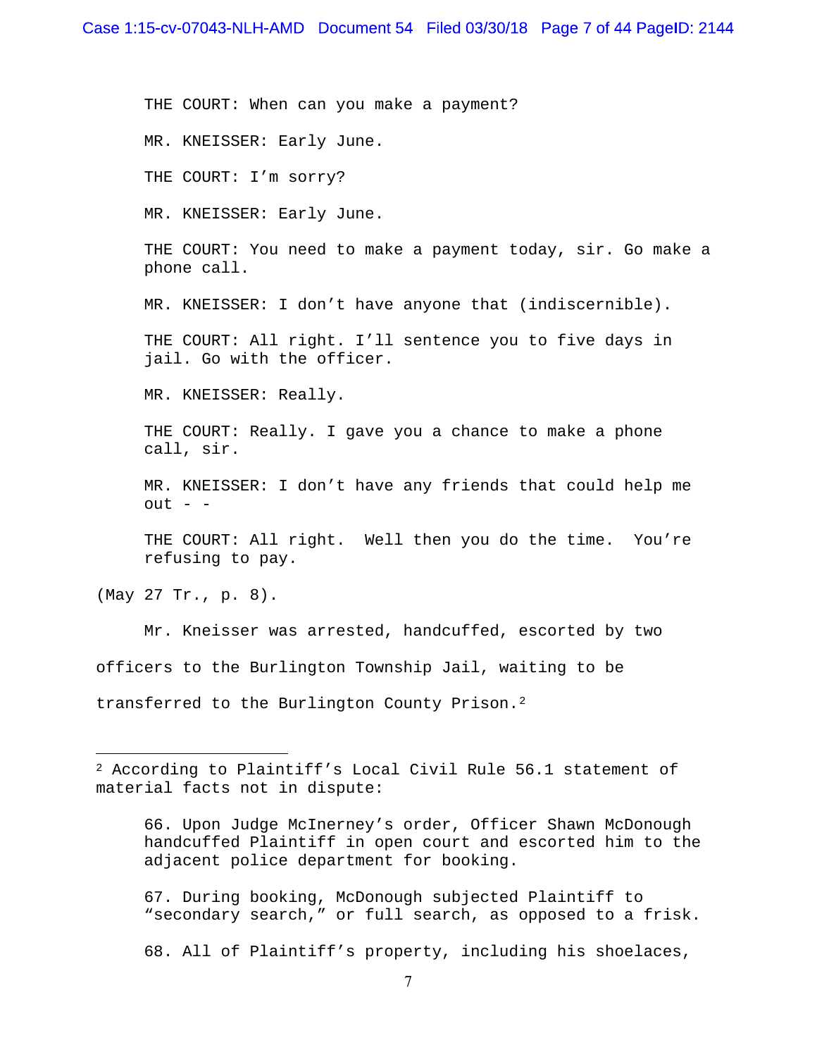> THE COURT: When can you make a payment?
>
> MR. KNEISSER: Early June.
>
> THE COURT: I'm sorry?
>
> MR. KNEISSER: Early June.
>
> THE COURT: You need to make a payment today, sir. Go make a phone call.
>
> MR. KNEISSER: I don't have anyone that (indiscernible).
>
> THE COURT: All right. I'll sentence you to five days in jail. Go with the officer.
>
> MR. KNEISSER: Really.
>
> THE COURT: Really. I gave you a chance to make a phone call, sir.
>
> MR. KNEISSER: I don't have any friends that could help me out - -
>
> THE COURT: All right. Well then you do the time. You're refusing to pay.

(May 27 Tr., p. 8).

Mr. Kneisser was arrested, handcuffed, escorted by two officers to the Burlington Township Jail, waiting to be transferred to the Burlington County Prison.[2]

---

[2] According to Plaintiff's Local Civil Rule 56.1 statement of material facts not in dispute:

> 66. Upon Judge McInerney's order, Officer Shawn McDonough handcuffed Plaintiff in open court and escorted him to the adjacent police department for booking.
>
> 67. During booking, McDonough subjected Plaintiff to "secondary search," or full search, as opposed to a frisk.
>
> 68. All of Plaintiff's property, including his shoelaces,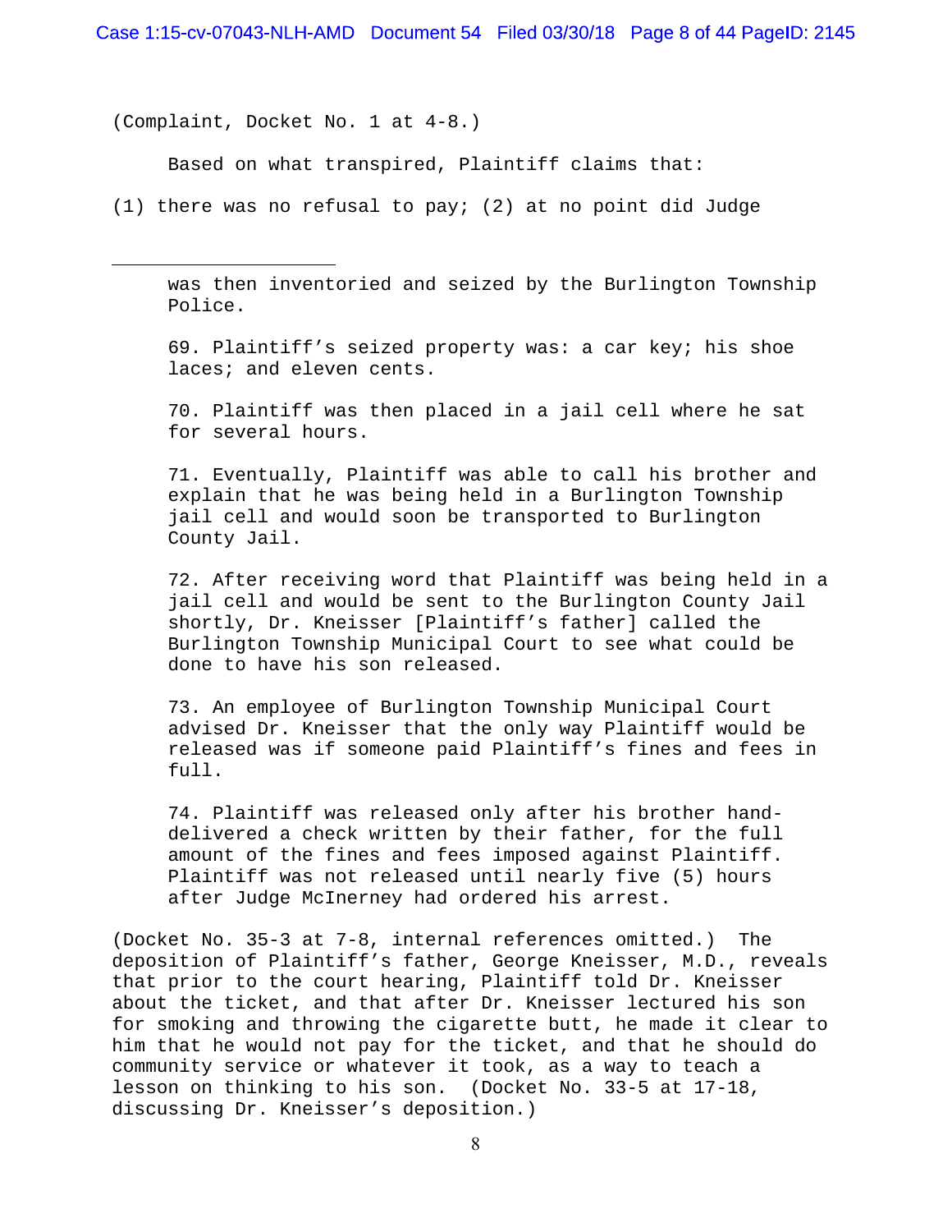(Complaint, Docket No. 1 at 4-8.)

Based on what transpired, Plaintiff claims that: (1) there was no refusal to pay; (2) at no point did Judge

---

was then inventoried and seized by the Burlington Township Police.

69. Plaintiff's seized property was: a car key; his shoe laces; and eleven cents.

70. Plaintiff was then placed in a jail cell where he sat for several hours.

71. Eventually, Plaintiff was able to call his brother and explain that he was being held in a Burlington Township jail cell and would soon be transported to Burlington County Jail.

72. After receiving word that Plaintiff was being held in a jail cell and would be sent to the Burlington County Jail shortly, Dr. Kneisser [Plaintiff's father] called the Burlington Township Municipal Court to see what could be done to have his son released.

73. An employee of Burlington Township Municipal Court advised Dr. Kneisser that the only way Plaintiff would be released was if someone paid Plaintiff's fines and fees in full.

74. Plaintiff was released only after his brother hand-delivered a check written by their father, for the full amount of the fines and fees imposed against Plaintiff. Plaintiff was not released until nearly five (5) hours after Judge McInerney had ordered his arrest.

(Docket No. 35-3 at 7-8, internal references omitted.) The deposition of Plaintiff's father, George Kneisser, M.D., reveals that prior to the court hearing, Plaintiff told Dr. Kneisser about the ticket, and that after Dr. Kneisser lectured his son for smoking and throwing the cigarette butt, he made it clear to him that he would not pay for the ticket, and that he should do community service or whatever it took, as a way to teach a lesson on thinking to his son. (Docket No. 33-5 at 17-18, discussing Dr. Kneisser's deposition.)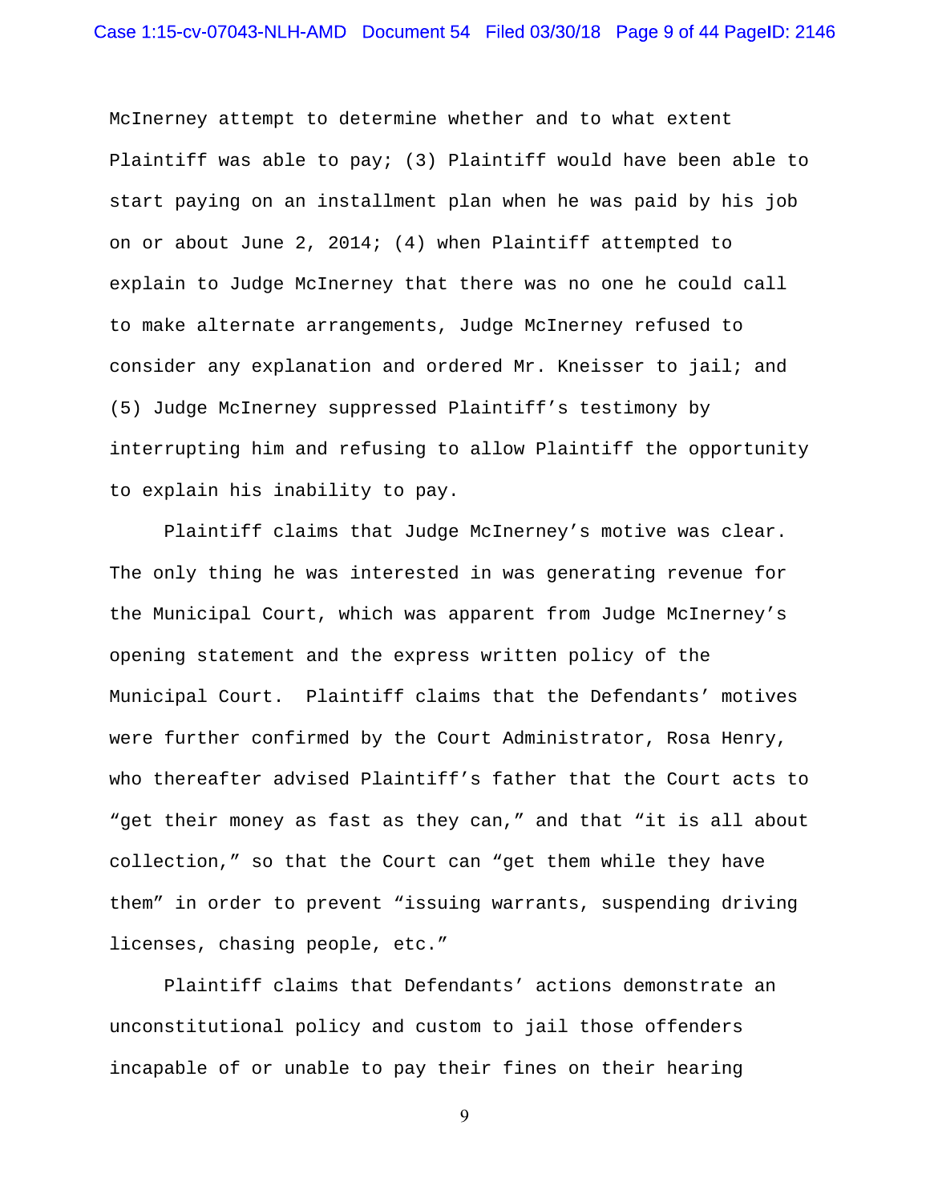McInerney attempt to determine whether and to what extent Plaintiff was able to pay; (3) Plaintiff would have been able to start paying on an installment plan when he was paid by his job on or about June 2, 2014; (4) when Plaintiff attempted to explain to Judge McInerney that there was no one he could call to make alternate arrangements, Judge McInerney refused to consider any explanation and ordered Mr. Kneisser to jail; and (5) Judge McInerney suppressed Plaintiff's testimony by interrupting him and refusing to allow Plaintiff the opportunity to explain his inability to pay.

Plaintiff claims that Judge McInerney's motive was clear. The only thing he was interested in was generating revenue for the Municipal Court, which was apparent from Judge McInerney's opening statement and the express written policy of the Municipal Court. Plaintiff claims that the Defendants' motives were further confirmed by the Court Administrator, Rosa Henry, who thereafter advised Plaintiff's father that the Court acts to "get their money as fast as they can," and that "it is all about collection," so that the Court can "get them while they have them" in order to prevent "issuing warrants, suspending driving licenses, chasing people, etc."

Plaintiff claims that Defendants' actions demonstrate an unconstitutional policy and custom to jail those offenders incapable of or unable to pay their fines on their hearing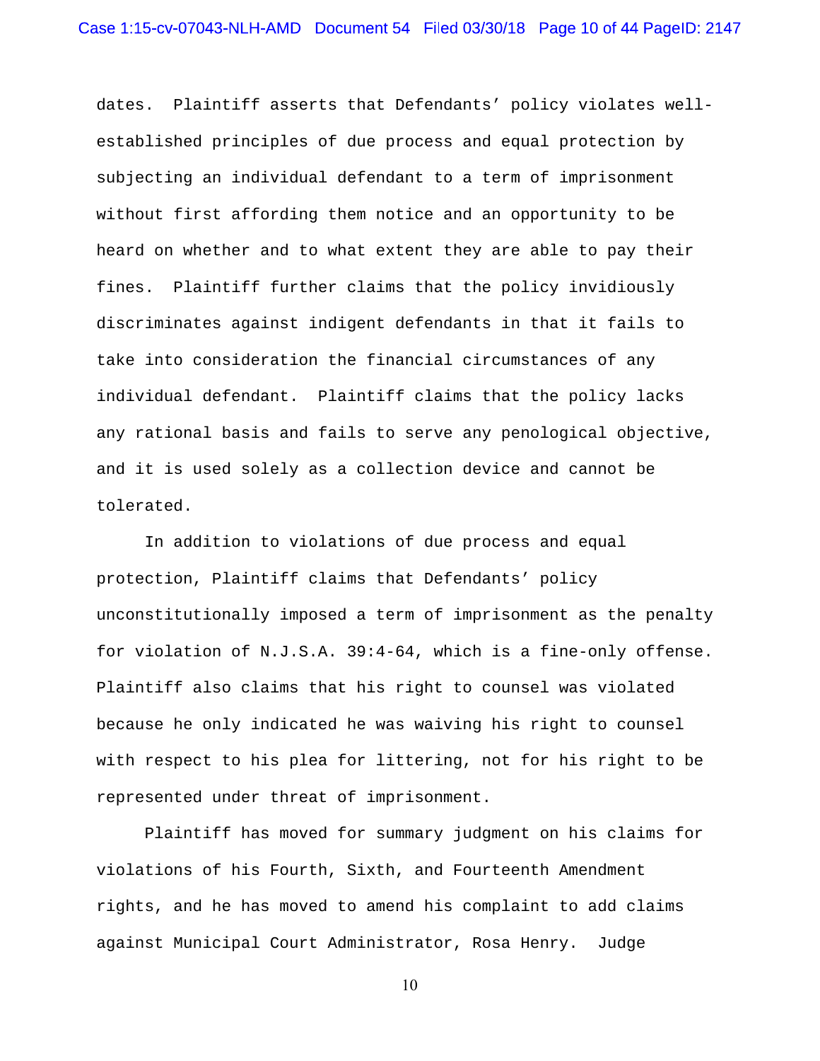dates. Plaintiff asserts that Defendants' policy violates well-established principles of due process and equal protection by subjecting an individual defendant to a term of imprisonment without first affording them notice and an opportunity to be heard on whether and to what extent they are able to pay their fines. Plaintiff further claims that the policy invidiously discriminates against indigent defendants in that it fails to take into consideration the financial circumstances of any individual defendant. Plaintiff claims that the policy lacks any rational basis and fails to serve any penological objective, and it is used solely as a collection device and cannot be tolerated.

In addition to violations of due process and equal protection, Plaintiff claims that Defendants' policy unconstitutionally imposed a term of imprisonment as the penalty for violation of N.J.S.A. 39:4-64, which is a fine-only offense. Plaintiff also claims that his right to counsel was violated because he only indicated he was waiving his right to counsel with respect to his plea for littering, not for his right to be represented under threat of imprisonment.

Plaintiff has moved for summary judgment on his claims for violations of his Fourth, Sixth, and Fourteenth Amendment rights, and he has moved to amend his complaint to add claims against Municipal Court Administrator, Rosa Henry. Judge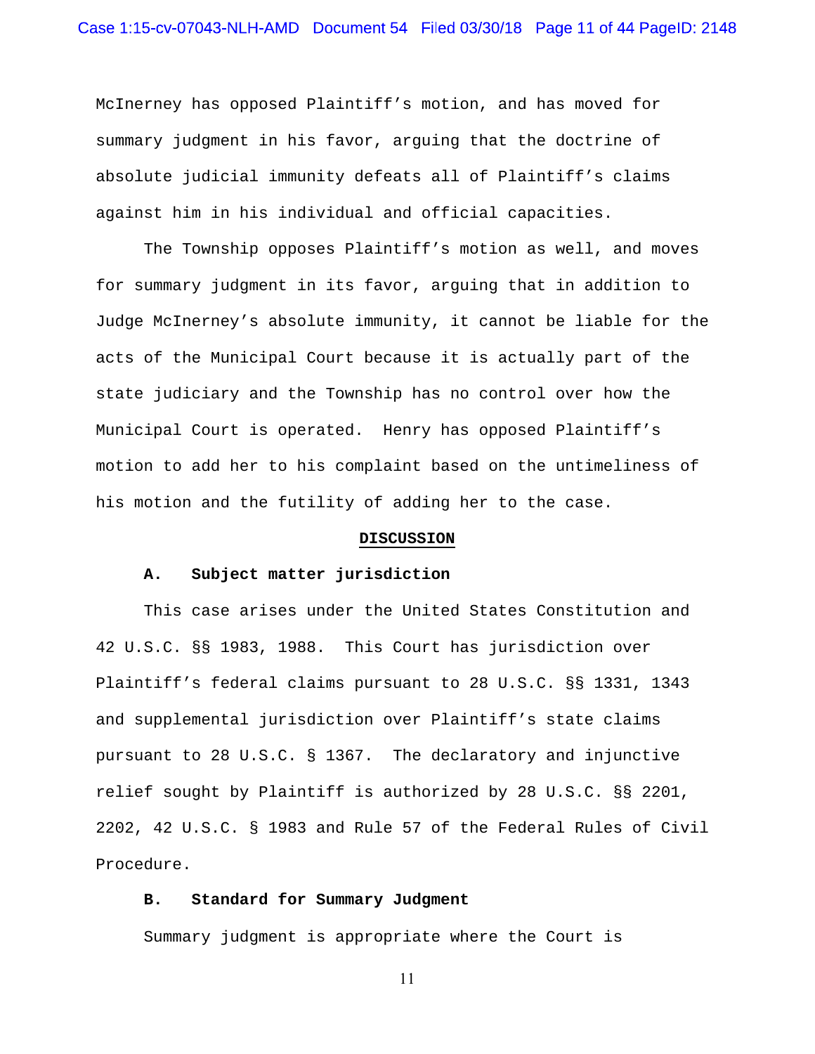McInerney has opposed Plaintiff's motion, and has moved for summary judgment in his favor, arguing that the doctrine of absolute judicial immunity defeats all of Plaintiff's claims against him in his individual and official capacities.

The Township opposes Plaintiff's motion as well, and moves for summary judgment in its favor, arguing that in addition to Judge McInerney's absolute immunity, it cannot be liable for the acts of the Municipal Court because it is actually part of the state judiciary and the Township has no control over how the Municipal Court is operated. Henry has opposed Plaintiff's motion to add her to his complaint based on the untimeliness of his motion and the futility of adding her to the case.

## DISCUSSION

### A. Subject matter jurisdiction

This case arises under the United States Constitution and 42 U.S.C. §§ 1983, 1988. This Court has jurisdiction over Plaintiff's federal claims pursuant to 28 U.S.C. §§ 1331, 1343 and supplemental jurisdiction over Plaintiff's state claims pursuant to 28 U.S.C. § 1367. The declaratory and injunctive relief sought by Plaintiff is authorized by 28 U.S.C. §§ 2201, 2202, 42 U.S.C. § 1983 and Rule 57 of the Federal Rules of Civil Procedure.

### B. Standard for Summary Judgment

Summary judgment is appropriate where the Court is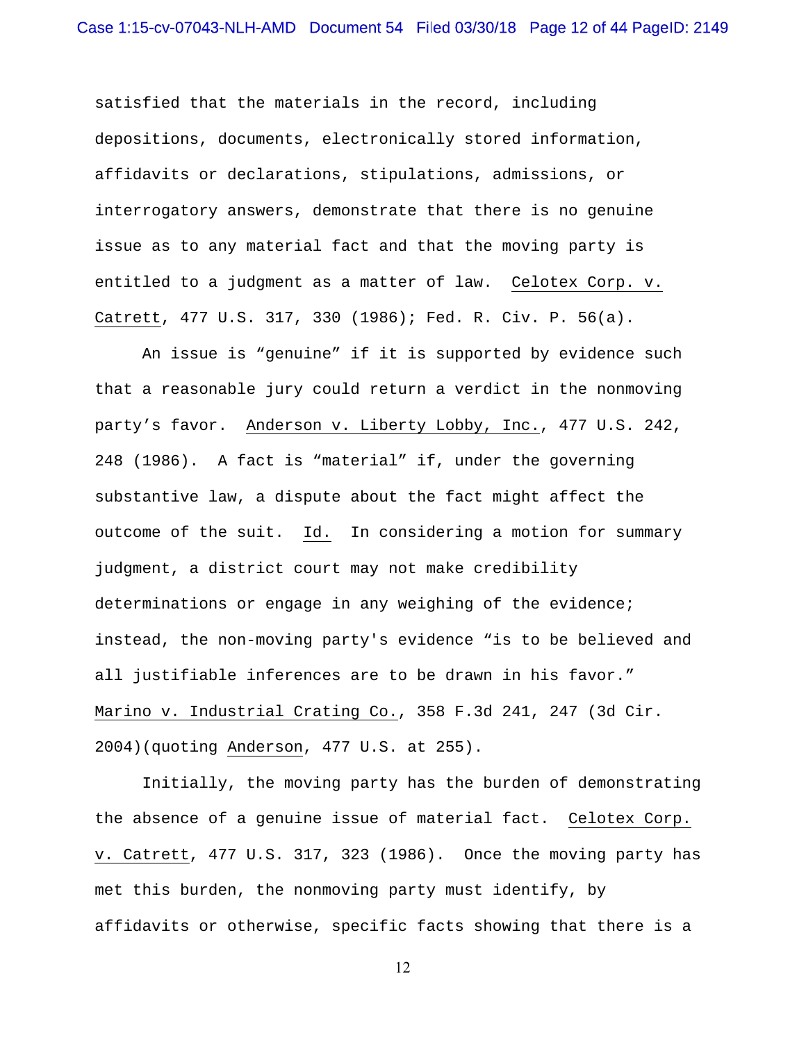satisfied that the materials in the record, including depositions, documents, electronically stored information, affidavits or declarations, stipulations, admissions, or interrogatory answers, demonstrate that there is no genuine issue as to any material fact and that the moving party is entitled to a judgment as a matter of law. Celotex Corp. v. Catrett, 477 U.S. 317, 330 (1986); Fed. R. Civ. P. 56(a).

An issue is "genuine" if it is supported by evidence such that a reasonable jury could return a verdict in the nonmoving party's favor. Anderson v. Liberty Lobby, Inc., 477 U.S. 242, 248 (1986). A fact is "material" if, under the governing substantive law, a dispute about the fact might affect the outcome of the suit. Id. In considering a motion for summary judgment, a district court may not make credibility determinations or engage in any weighing of the evidence; instead, the non-moving party's evidence "is to be believed and all justifiable inferences are to be drawn in his favor." Marino v. Industrial Crating Co., 358 F.3d 241, 247 (3d Cir. 2004)(quoting Anderson, 477 U.S. at 255).

Initially, the moving party has the burden of demonstrating the absence of a genuine issue of material fact. Celotex Corp. v. Catrett, 477 U.S. 317, 323 (1986). Once the moving party has met this burden, the nonmoving party must identify, by affidavits or otherwise, specific facts showing that there is a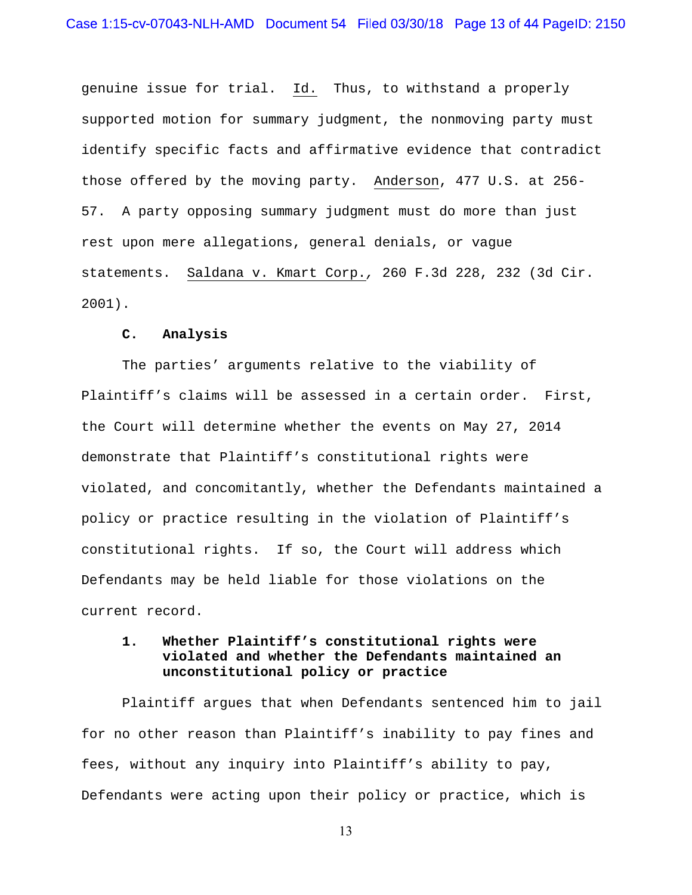genuine issue for trial. Id. Thus, to withstand a properly supported motion for summary judgment, the nonmoving party must identify specific facts and affirmative evidence that contradict those offered by the moving party. Anderson, 477 U.S. at 256-57. A party opposing summary judgment must do more than just rest upon mere allegations, general denials, or vague statements. Saldana v. Kmart Corp., 260 F.3d 228, 232 (3d Cir. 2001).

### C. Analysis

The parties' arguments relative to the viability of Plaintiff's claims will be assessed in a certain order. First, the Court will determine whether the events on May 27, 2014 demonstrate that Plaintiff's constitutional rights were violated, and concomitantly, whether the Defendants maintained a policy or practice resulting in the violation of Plaintiff's constitutional rights. If so, the Court will address which Defendants may be held liable for those violations on the current record.

#### 1. Whether Plaintiff's constitutional rights were violated and whether the Defendants maintained an unconstitutional policy or practice

Plaintiff argues that when Defendants sentenced him to jail for no other reason than Plaintiff's inability to pay fines and fees, without any inquiry into Plaintiff's ability to pay, Defendants were acting upon their policy or practice, which is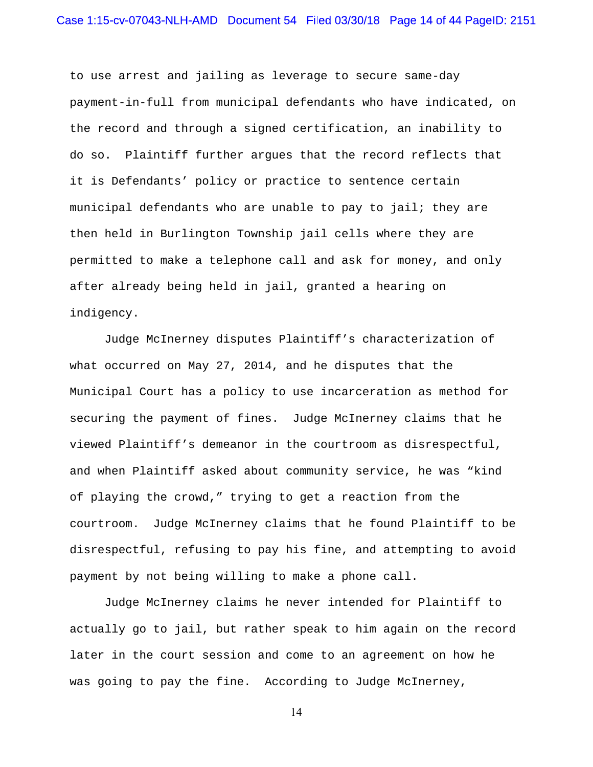to use arrest and jailing as leverage to secure same-day payment-in-full from municipal defendants who have indicated, on the record and through a signed certification, an inability to do so. Plaintiff further argues that the record reflects that it is Defendants' policy or practice to sentence certain municipal defendants who are unable to pay to jail; they are then held in Burlington Township jail cells where they are permitted to make a telephone call and ask for money, and only after already being held in jail, granted a hearing on indigency.

Judge McInerney disputes Plaintiff's characterization of what occurred on May 27, 2014, and he disputes that the Municipal Court has a policy to use incarceration as method for securing the payment of fines. Judge McInerney claims that he viewed Plaintiff's demeanor in the courtroom as disrespectful, and when Plaintiff asked about community service, he was "kind of playing the crowd," trying to get a reaction from the courtroom. Judge McInerney claims that he found Plaintiff to be disrespectful, refusing to pay his fine, and attempting to avoid payment by not being willing to make a phone call.

Judge McInerney claims he never intended for Plaintiff to actually go to jail, but rather speak to him again on the record later in the court session and come to an agreement on how he was going to pay the fine. According to Judge McInerney,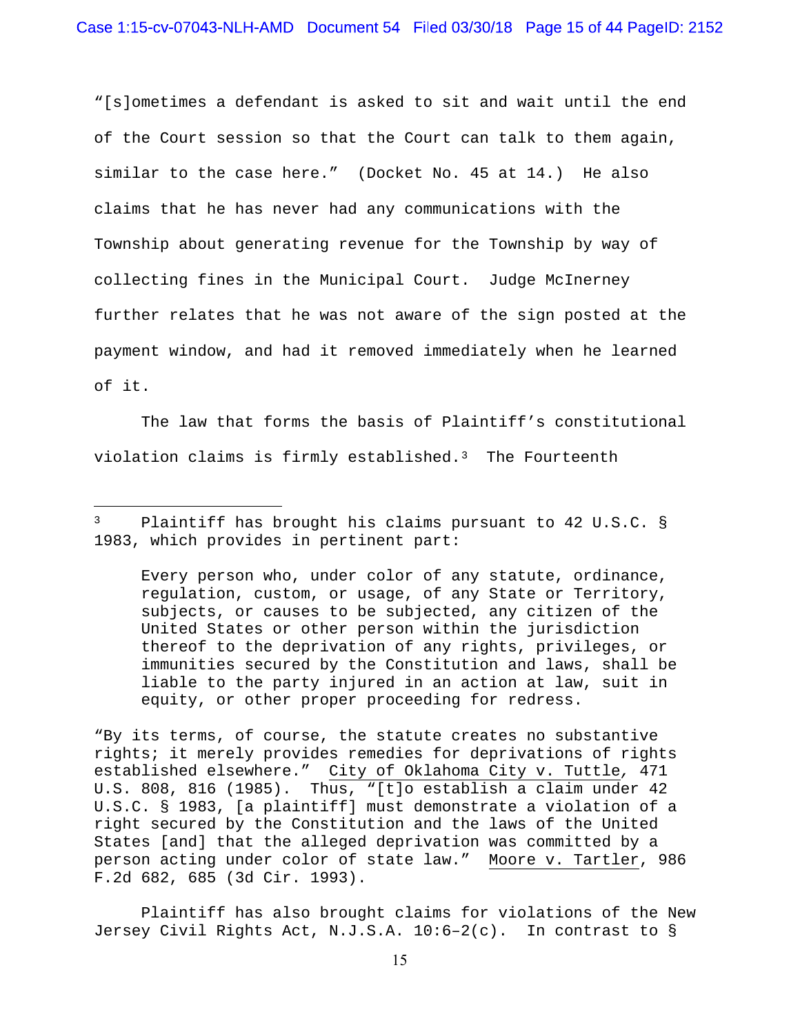"[s]ometimes a defendant is asked to sit and wait until the end of the Court session so that the Court can talk to them again, similar to the case here." (Docket No. 45 at 14.) He also claims that he has never had any communications with the Township about generating revenue for the Township by way of collecting fines in the Municipal Court. Judge McInerney further relates that he was not aware of the sign posted at the payment window, and had it removed immediately when he learned of it.

The law that forms the basis of Plaintiff's constitutional violation claims is firmly established.[3] The Fourteenth

---

[3] Plaintiff has brought his claims pursuant to 42 U.S.C. § 1983, which provides in pertinent part:

> Every person who, under color of any statute, ordinance, regulation, custom, or usage, of any State or Territory, subjects, or causes to be subjected, any citizen of the United States or other person within the jurisdiction thereof to the deprivation of any rights, privileges, or immunities secured by the Constitution and laws, shall be liable to the party injured in an action at law, suit in equity, or other proper proceeding for redress.

"By its terms, of course, the statute creates no substantive rights; it merely provides remedies for deprivations of rights established elsewhere." City of Oklahoma City v. Tuttle*,* 471 U.S. 808, 816 (1985). Thus, "[t]o establish a claim under 42 U.S.C. § 1983, [a plaintiff] must demonstrate a violation of a right secured by the Constitution and the laws of the United States [and] that the alleged deprivation was committed by a person acting under color of state law." Moore v. Tartler, 986 F.2d 682, 685 (3d Cir. 1993).

Plaintiff has also brought claims for violations of the New Jersey Civil Rights Act, N.J.S.A. 10:6–2(c). In contrast to §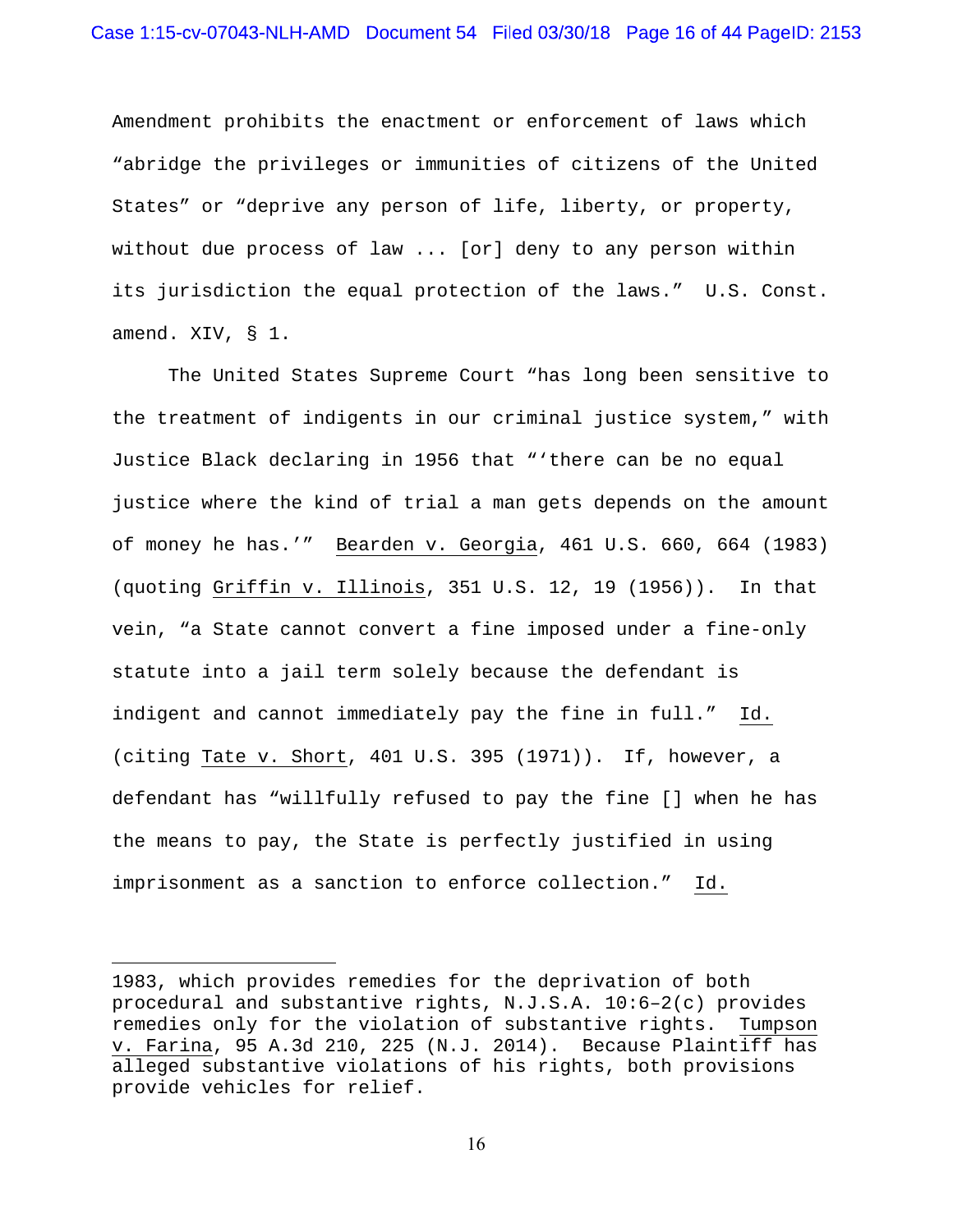Amendment prohibits the enactment or enforcement of laws which "abridge the privileges or immunities of citizens of the United States" or "deprive any person of life, liberty, or property, without due process of law ... [or] deny to any person within its jurisdiction the equal protection of the laws." U.S. Const. amend. XIV, § 1.

The United States Supreme Court "has long been sensitive to the treatment of indigents in our criminal justice system," with Justice Black declaring in 1956 that "'there can be no equal justice where the kind of trial a man gets depends on the amount of money he has.'" Bearden v. Georgia, 461 U.S. 660, 664 (1983) (quoting Griffin v. Illinois, 351 U.S. 12, 19 (1956)). In that vein, "a State cannot convert a fine imposed under a fine-only statute into a jail term solely because the defendant is indigent and cannot immediately pay the fine in full." Id. (citing Tate v. Short, 401 U.S. 395 (1971)). If, however, a defendant has "willfully refused to pay the fine [] when he has the means to pay, the State is perfectly justified in using imprisonment as a sanction to enforce collection." Id.

---

1983, which provides remedies for the deprivation of both procedural and substantive rights, N.J.S.A. 10:6–2(c) provides remedies only for the violation of substantive rights. Tumpson v. Farina, 95 A.3d 210, 225 (N.J. 2014). Because Plaintiff has alleged substantive violations of his rights, both provisions provide vehicles for relief.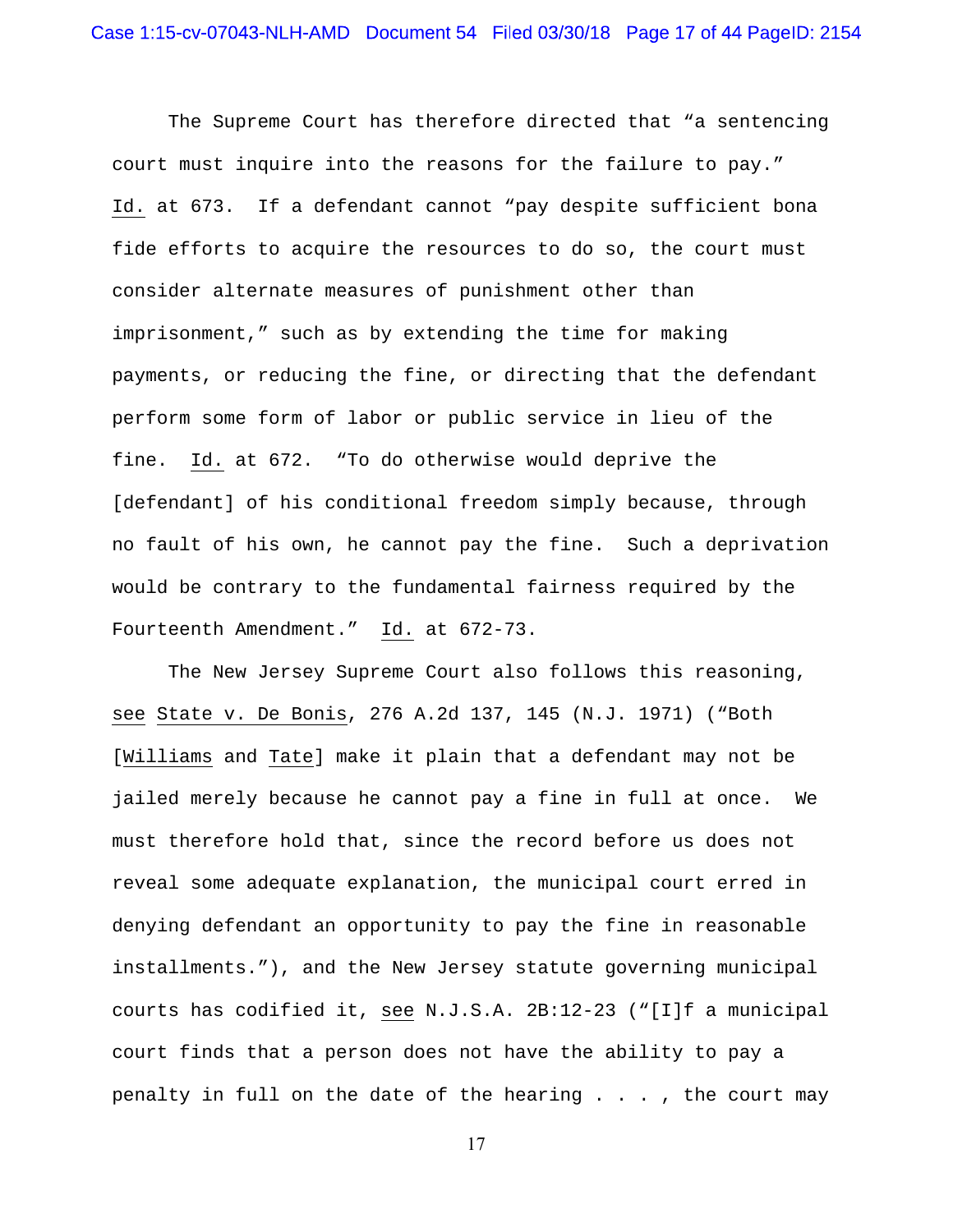The Supreme Court has therefore directed that "a sentencing court must inquire into the reasons for the failure to pay." Id. at 673. If a defendant cannot "pay despite sufficient bona fide efforts to acquire the resources to do so, the court must consider alternate measures of punishment other than imprisonment," such as by extending the time for making payments, or reducing the fine, or directing that the defendant perform some form of labor or public service in lieu of the fine. Id. at 672. "To do otherwise would deprive the [defendant] of his conditional freedom simply because, through no fault of his own, he cannot pay the fine. Such a deprivation would be contrary to the fundamental fairness required by the Fourteenth Amendment." Id. at 672-73.

The New Jersey Supreme Court also follows this reasoning, see State v. De Bonis, 276 A.2d 137, 145 (N.J. 1971) ("Both [Williams and Tate] make it plain that a defendant may not be jailed merely because he cannot pay a fine in full at once. We must therefore hold that, since the record before us does not reveal some adequate explanation, the municipal court erred in denying defendant an opportunity to pay the fine in reasonable installments."), and the New Jersey statute governing municipal courts has codified it, see N.J.S.A. 2B:12-23 ("[I]f a municipal court finds that a person does not have the ability to pay a penalty in full on the date of the hearing . . . , the court may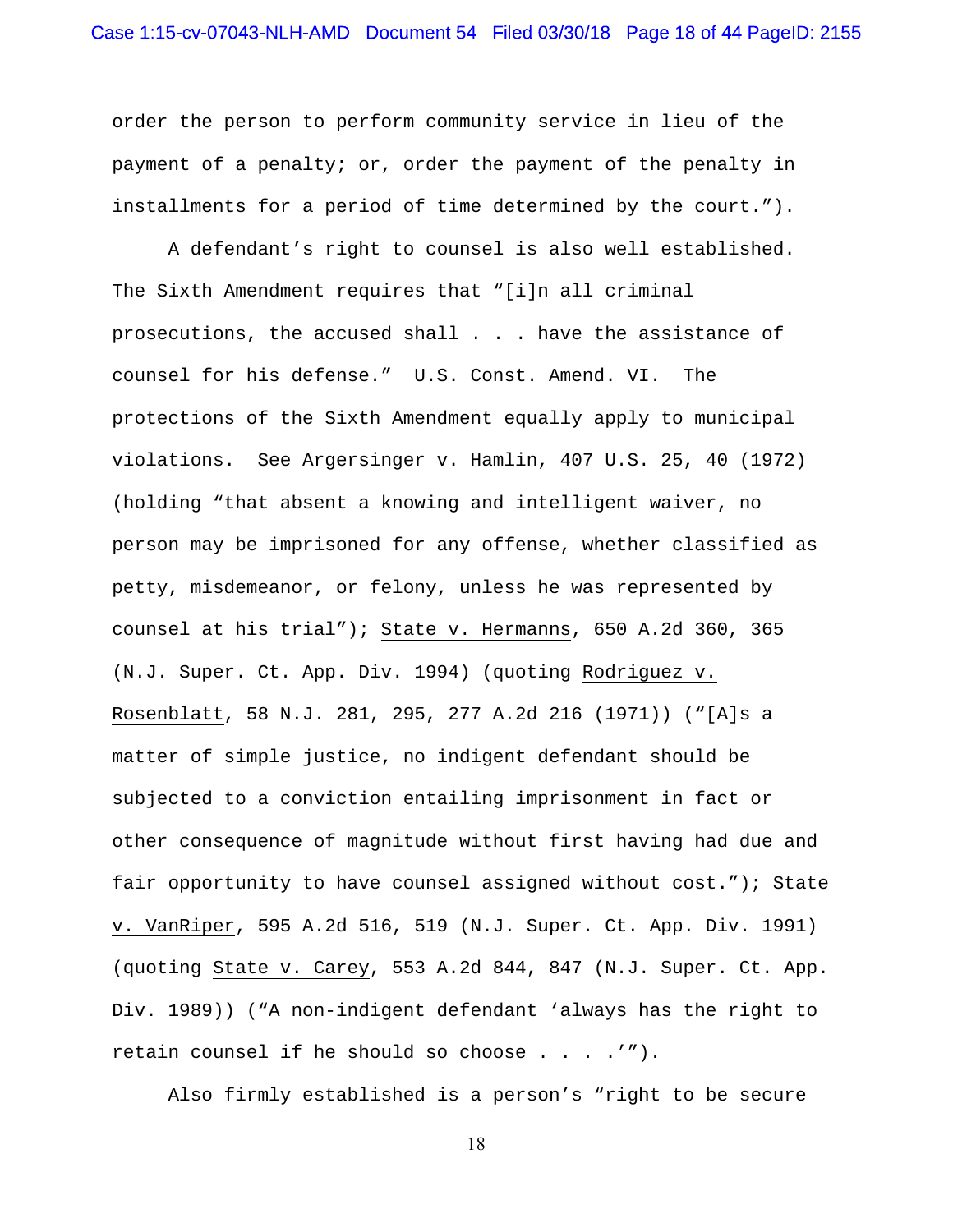order the person to perform community service in lieu of the payment of a penalty; or, order the payment of the penalty in installments for a period of time determined by the court.").

A defendant's right to counsel is also well established. The Sixth Amendment requires that "[i]n all criminal prosecutions, the accused shall . . . have the assistance of counsel for his defense." U.S. Const. Amend. VI. The protections of the Sixth Amendment equally apply to municipal violations. See Argersinger v. Hamlin, 407 U.S. 25, 40 (1972) (holding "that absent a knowing and intelligent waiver, no person may be imprisoned for any offense, whether classified as petty, misdemeanor, or felony, unless he was represented by counsel at his trial"); State v. Hermanns, 650 A.2d 360, 365 (N.J. Super. Ct. App. Div. 1994) (quoting Rodriguez v. Rosenblatt, 58 N.J. 281, 295, 277 A.2d 216 (1971)) ("[A]s a matter of simple justice, no indigent defendant should be subjected to a conviction entailing imprisonment in fact or other consequence of magnitude without first having had due and fair opportunity to have counsel assigned without cost."); State v. VanRiper, 595 A.2d 516, 519 (N.J. Super. Ct. App. Div. 1991) (quoting State v. Carey, 553 A.2d 844, 847 (N.J. Super. Ct. App. Div. 1989)) ("A non-indigent defendant 'always has the right to retain counsel if he should so choose . . . .'").

Also firmly established is a person's "right to be secure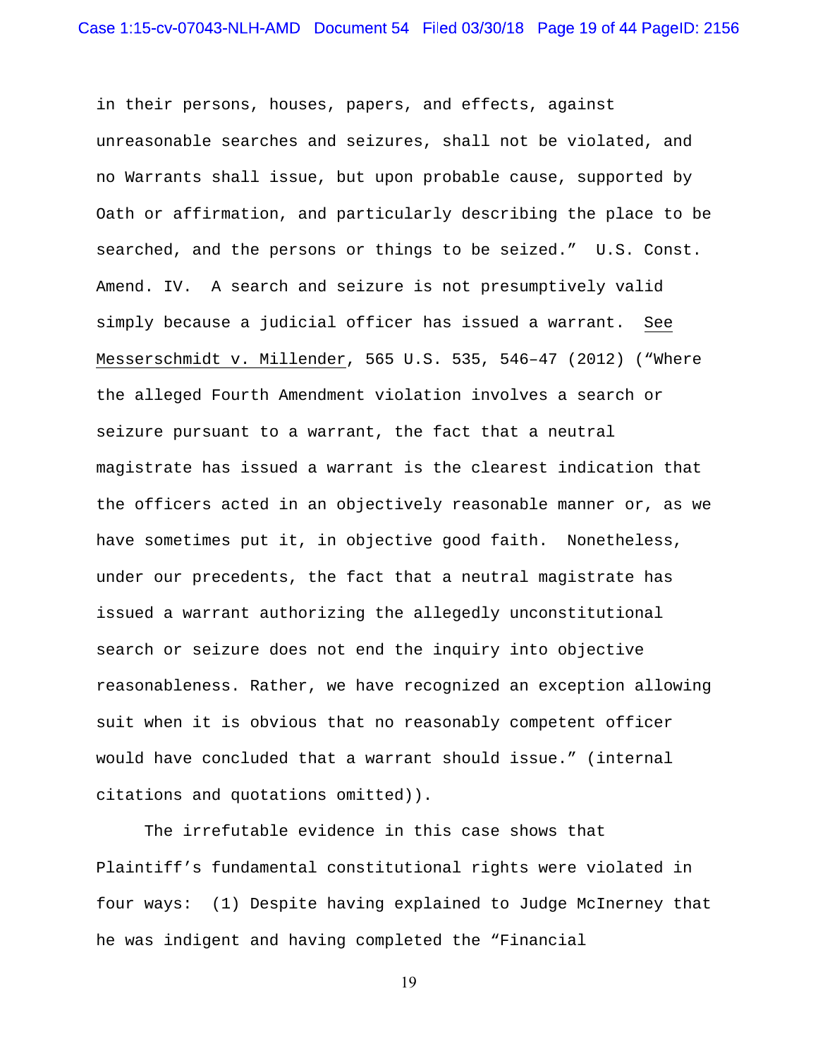in their persons, houses, papers, and effects, against unreasonable searches and seizures, shall not be violated, and no Warrants shall issue, but upon probable cause, supported by Oath or affirmation, and particularly describing the place to be searched, and the persons or things to be seized." U.S. Const. Amend. IV. A search and seizure is not presumptively valid simply because a judicial officer has issued a warrant. See Messerschmidt v. Millender, 565 U.S. 535, 546–47 (2012) ("Where the alleged Fourth Amendment violation involves a search or seizure pursuant to a warrant, the fact that a neutral magistrate has issued a warrant is the clearest indication that the officers acted in an objectively reasonable manner or, as we have sometimes put it, in objective good faith. Nonetheless, under our precedents, the fact that a neutral magistrate has issued a warrant authorizing the allegedly unconstitutional search or seizure does not end the inquiry into objective reasonableness. Rather, we have recognized an exception allowing suit when it is obvious that no reasonably competent officer would have concluded that a warrant should issue." (internal citations and quotations omitted)).

The irrefutable evidence in this case shows that Plaintiff's fundamental constitutional rights were violated in four ways: (1) Despite having explained to Judge McInerney that he was indigent and having completed the "Financial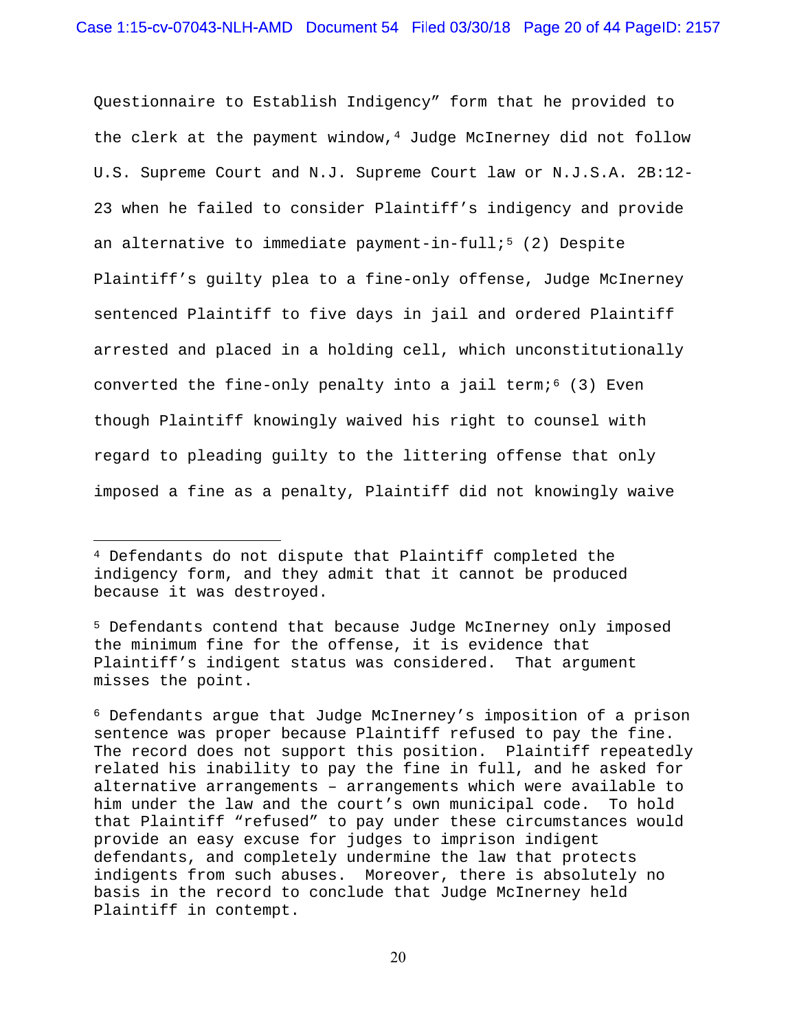Questionnaire to Establish Indigency" form that he provided to the clerk at the payment window,[4] Judge McInerney did not follow U.S. Supreme Court and N.J. Supreme Court law or N.J.S.A. 2B:12-23 when he failed to consider Plaintiff's indigency and provide an alternative to immediate payment-in-full;[5] (2) Despite Plaintiff's guilty plea to a fine-only offense, Judge McInerney sentenced Plaintiff to five days in jail and ordered Plaintiff arrested and placed in a holding cell, which unconstitutionally converted the fine-only penalty into a jail term;[6] (3) Even though Plaintiff knowingly waived his right to counsel with regard to pleading guilty to the littering offense that only imposed a fine as a penalty, Plaintiff did not knowingly waive

---

[4] Defendants do not dispute that Plaintiff completed the indigency form, and they admit that it cannot be produced because it was destroyed.

[5] Defendants contend that because Judge McInerney only imposed the minimum fine for the offense, it is evidence that Plaintiff's indigent status was considered. That argument misses the point.

[6] Defendants argue that Judge McInerney's imposition of a prison sentence was proper because Plaintiff refused to pay the fine. The record does not support this position. Plaintiff repeatedly related his inability to pay the fine in full, and he asked for alternative arrangements – arrangements which were available to him under the law and the court's own municipal code. To hold that Plaintiff "refused" to pay under these circumstances would provide an easy excuse for judges to imprison indigent defendants, and completely undermine the law that protects indigents from such abuses. Moreover, there is absolutely no basis in the record to conclude that Judge McInerney held Plaintiff in contempt.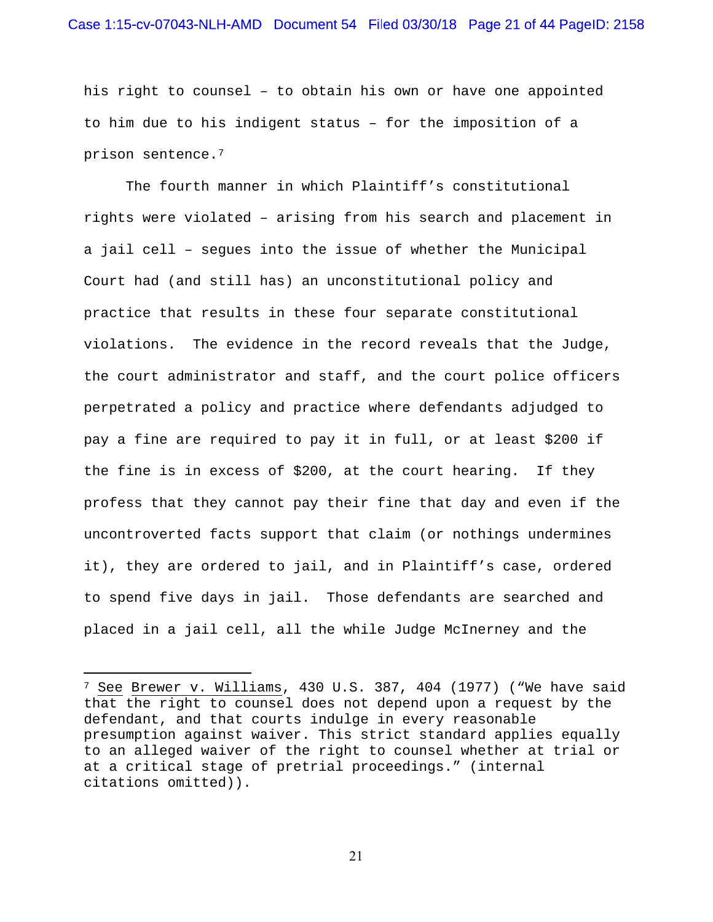his right to counsel – to obtain his own or have one appointed to him due to his indigent status – for the imposition of a prison sentence.[7]

The fourth manner in which Plaintiff's constitutional rights were violated – arising from his search and placement in a jail cell – segues into the issue of whether the Municipal Court had (and still has) an unconstitutional policy and practice that results in these four separate constitutional violations. The evidence in the record reveals that the Judge, the court administrator and staff, and the court police officers perpetrated a policy and practice where defendants adjudged to pay a fine are required to pay it in full, or at least $200 if the fine is in excess of $200, at the court hearing. If they profess that they cannot pay their fine that day and even if the uncontroverted facts support that claim (or nothings undermines it), they are ordered to jail, and in Plaintiff's case, ordered to spend five days in jail. Those defendants are searched and placed in a jail cell, all the while Judge McInerney and the

---

[7] See Brewer v. Williams, 430 U.S. 387, 404 (1977) ("We have said that the right to counsel does not depend upon a request by the defendant, and that courts indulge in every reasonable presumption against waiver. This strict standard applies equally to an alleged waiver of the right to counsel whether at trial or at a critical stage of pretrial proceedings." (internal citations omitted)).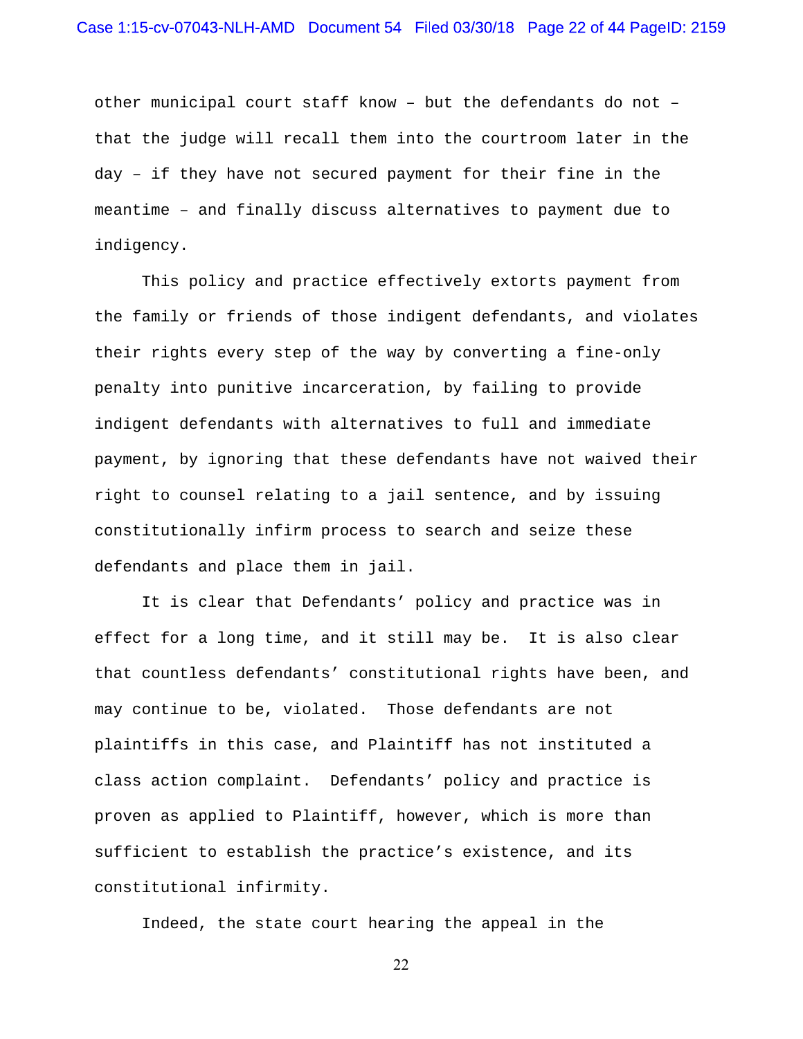other municipal court staff know – but the defendants do not – that the judge will recall them into the courtroom later in the day – if they have not secured payment for their fine in the meantime – and finally discuss alternatives to payment due to indigency.

This policy and practice effectively extorts payment from the family or friends of those indigent defendants, and violates their rights every step of the way by converting a fine-only penalty into punitive incarceration, by failing to provide indigent defendants with alternatives to full and immediate payment, by ignoring that these defendants have not waived their right to counsel relating to a jail sentence, and by issuing constitutionally infirm process to search and seize these defendants and place them in jail.

It is clear that Defendants' policy and practice was in effect for a long time, and it still may be. It is also clear that countless defendants' constitutional rights have been, and may continue to be, violated. Those defendants are not plaintiffs in this case, and Plaintiff has not instituted a class action complaint. Defendants' policy and practice is proven as applied to Plaintiff, however, which is more than sufficient to establish the practice's existence, and its constitutional infirmity.

Indeed, the state court hearing the appeal in the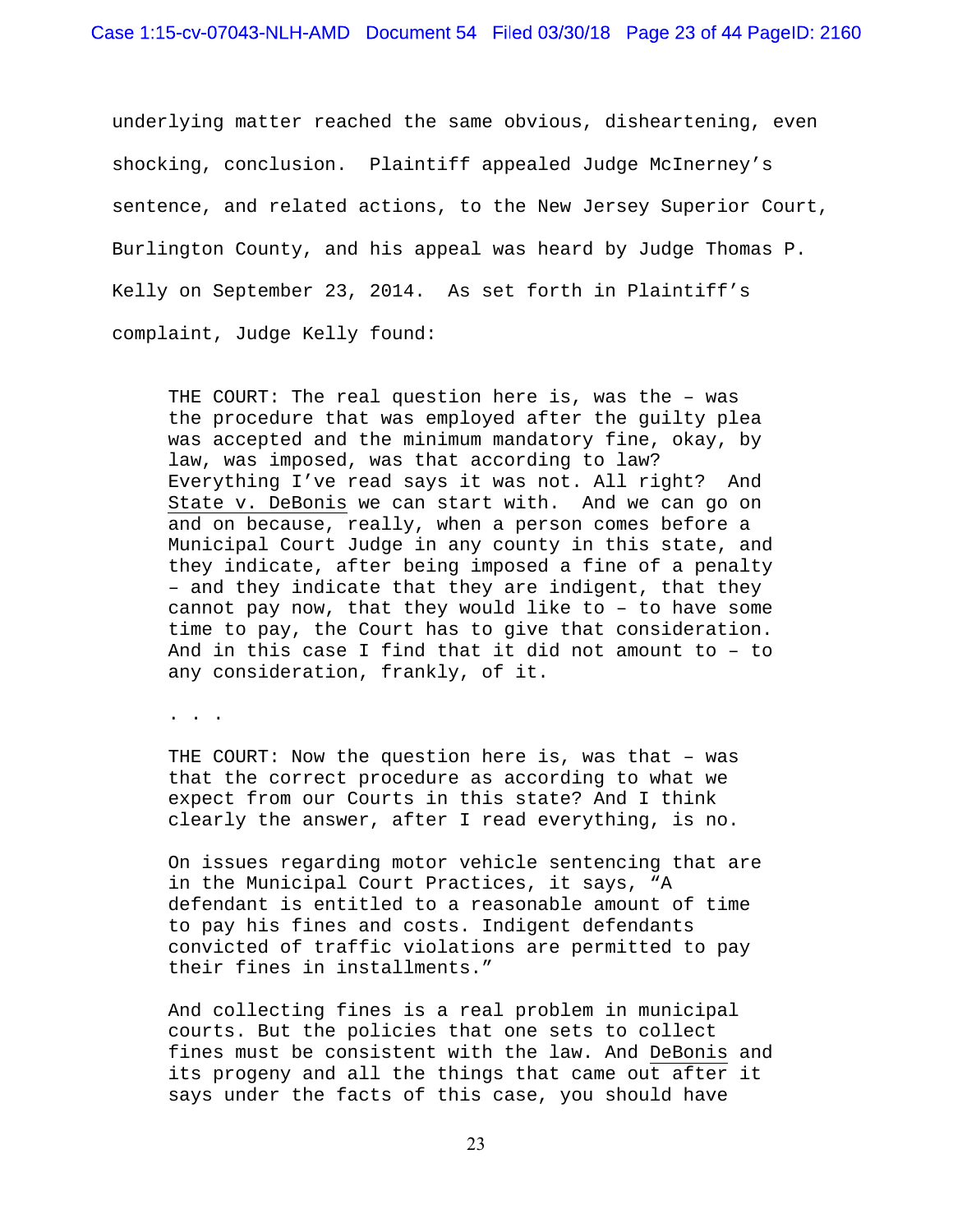underlying matter reached the same obvious, disheartening, even shocking, conclusion. Plaintiff appealed Judge McInerney's sentence, and related actions, to the New Jersey Superior Court, Burlington County, and his appeal was heard by Judge Thomas P. Kelly on September 23, 2014. As set forth in Plaintiff's complaint, Judge Kelly found:

> THE COURT: The real question here is, was the – was the procedure that was employed after the guilty plea was accepted and the minimum mandatory fine, okay, by law, was imposed, was that according to law? Everything I've read says it was not. All right? And <u>State v. DeBonis</u> we can start with. And we can go on and on because, really, when a person comes before a Municipal Court Judge in any county in this state, and they indicate, after being imposed a fine of a penalty – and they indicate that they are indigent, that they cannot pay now, that they would like to – to have some time to pay, the Court has to give that consideration. And in this case I find that it did not amount to – to any consideration, frankly, of it.
>
> . . .
>
> THE COURT: Now the question here is, was that – was that the correct procedure as according to what we expect from our Courts in this state? And I think clearly the answer, after I read everything, is no.
>
> On issues regarding motor vehicle sentencing that are in the Municipal Court Practices, it says, "A defendant is entitled to a reasonable amount of time to pay his fines and costs. Indigent defendants convicted of traffic violations are permitted to pay their fines in installments."
>
> And collecting fines is a real problem in municipal courts. But the policies that one sets to collect fines must be consistent with the law. And <u>DeBonis</u> and its progeny and all the things that came out after it says under the facts of this case, you should have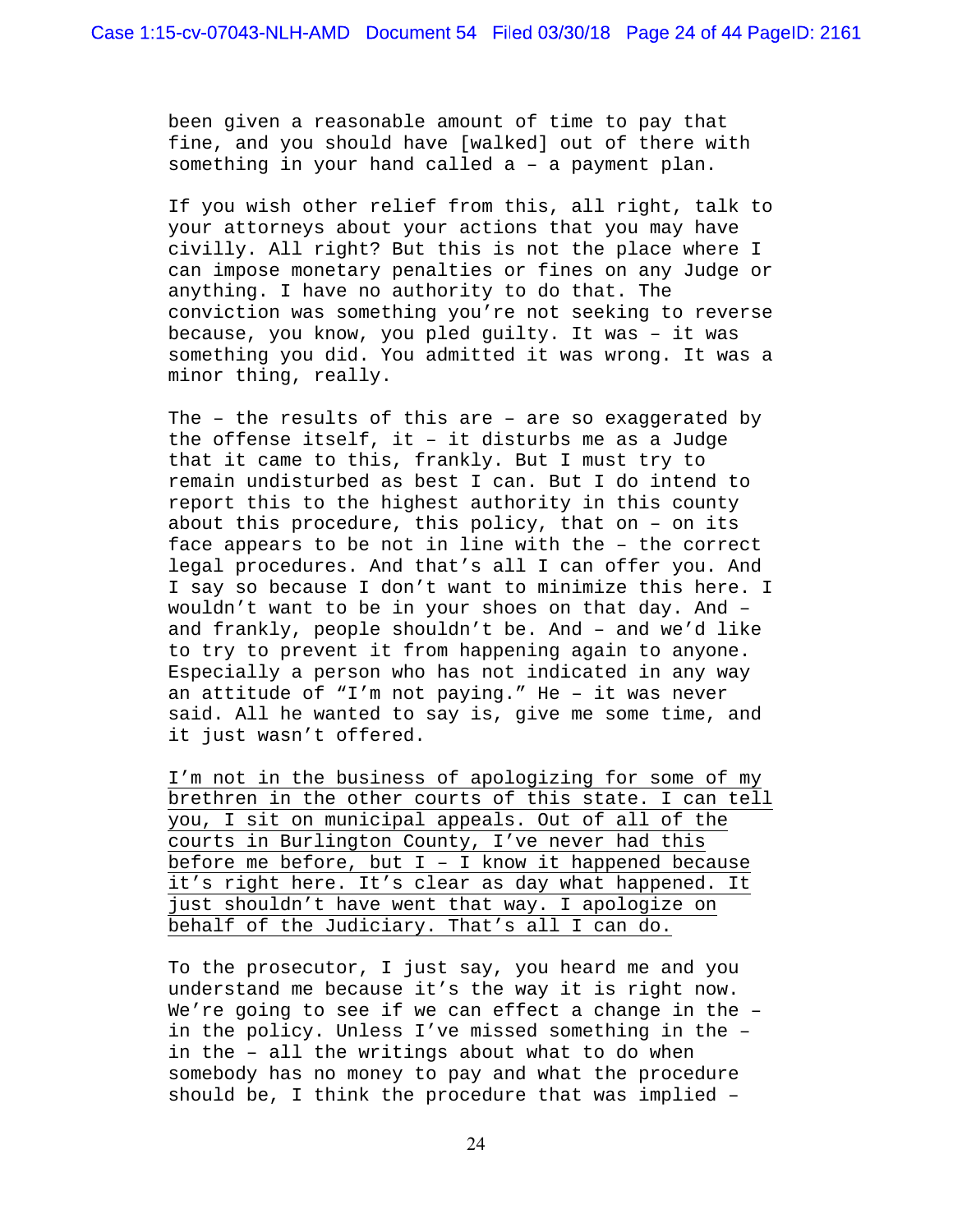been given a reasonable amount of time to pay that fine, and you should have [walked] out of there with something in your hand called a – a payment plan.

If you wish other relief from this, all right, talk to your attorneys about your actions that you may have civilly. All right? But this is not the place where I can impose monetary penalties or fines on any Judge or anything. I have no authority to do that. The conviction was something you're not seeking to reverse because, you know, you pled guilty. It was – it was something you did. You admitted it was wrong. It was a minor thing, really.

The – the results of this are – are so exaggerated by the offense itself, it – it disturbs me as a Judge that it came to this, frankly. But I must try to remain undisturbed as best I can. But I do intend to report this to the highest authority in this county about this procedure, this policy, that on – on its face appears to be not in line with the – the correct legal procedures. And that's all I can offer you. And I say so because I don't want to minimize this here. I wouldn't want to be in your shoes on that day. And – and frankly, people shouldn't be. And – and we'd like to try to prevent it from happening again to anyone. Especially a person who has not indicated in any way an attitude of "I'm not paying." He – it was never said. All he wanted to say is, give me some time, and it just wasn't offered.

<u>I'm not in the business of apologizing for some of my brethren in the other courts of this state. I can tell you, I sit on municipal appeals. Out of all of the courts in Burlington County, I've never had this before me before, but I – I know it happened because it's right here. It's clear as day what happened. It just shouldn't have went that way. I apologize on behalf of the Judiciary. That's all I can do.</u>

To the prosecutor, I just say, you heard me and you understand me because it's the way it is right now. We're going to see if we can effect a change in the – in the policy. Unless I've missed something in the – in the – all the writings about what to do when somebody has no money to pay and what the procedure should be, I think the procedure that was implied –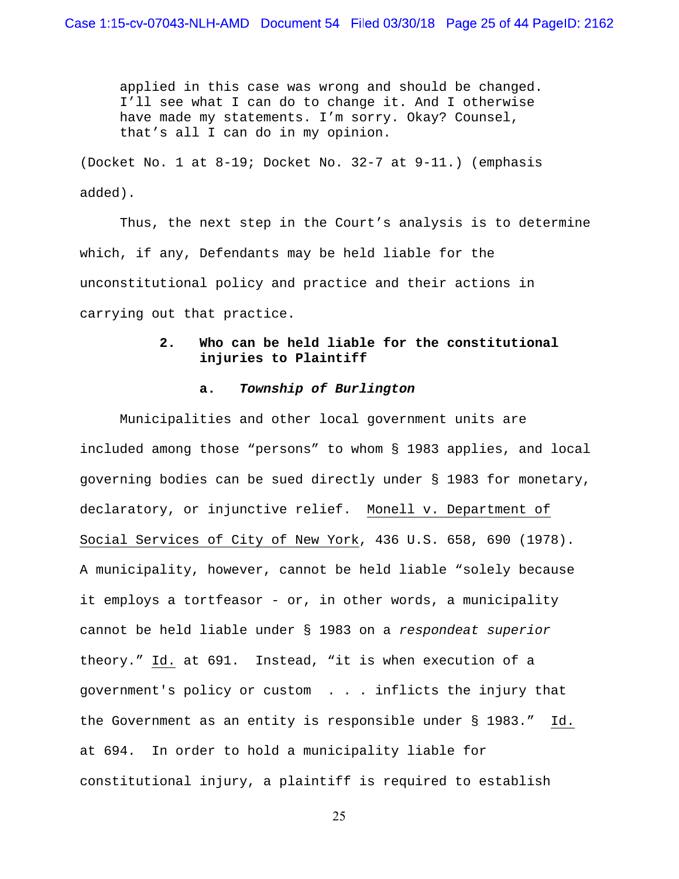> applied in this case was wrong and should be changed. I'll see what I can do to change it. And I otherwise have made my statements. I'm sorry. Okay? Counsel, that's all I can do in my opinion.

(Docket No. 1 at 8-19; Docket No. 32-7 at 9-11.) (emphasis added).

Thus, the next step in the Court's analysis is to determine which, if any, Defendants may be held liable for the unconstitutional policy and practice and their actions in carrying out that practice.

**2. Who can be held liable for the constitutional injuries to Plaintiff**

**a. *Township of Burlington***

Municipalities and other local government units are included among those "persons" to whom § 1983 applies, and local governing bodies can be sued directly under § 1983 for monetary, declaratory, or injunctive relief. Monell v. Department of Social Services of City of New York, 436 U.S. 658, 690 (1978). A municipality, however, cannot be held liable "solely because it employs a tortfeasor - or, in other words, a municipality cannot be held liable under § 1983 on a *respondeat superior* theory." Id. at 691. Instead, "it is when execution of a government's policy or custom . . . inflicts the injury that the Government as an entity is responsible under § 1983." Id. at 694. In order to hold a municipality liable for constitutional injury, a plaintiff is required to establish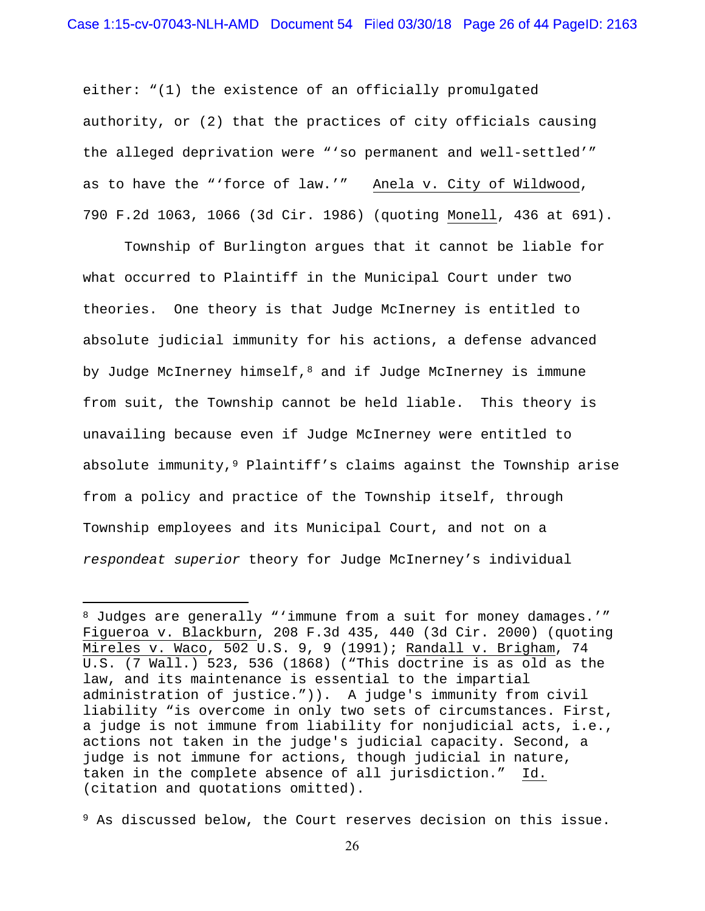either: "(1) the existence of an officially promulgated authority, or (2) that the practices of city officials causing the alleged deprivation were "'so permanent and well-settled'" as to have the "'force of law.'" Anela v. City of Wildwood, 790 F.2d 1063, 1066 (3d Cir. 1986) (quoting Monell, 436 at 691).

Township of Burlington argues that it cannot be liable for what occurred to Plaintiff in the Municipal Court under two theories. One theory is that Judge McInerney is entitled to absolute judicial immunity for his actions, a defense advanced by Judge McInerney himself,[8] and if Judge McInerney is immune from suit, the Township cannot be held liable. This theory is unavailing because even if Judge McInerney were entitled to absolute immunity,[9] Plaintiff's claims against the Township arise from a policy and practice of the Township itself, through Township employees and its Municipal Court, and not on a *respondeat superior* theory for Judge McInerney's individual

---

[8] Judges are generally "'immune from a suit for money damages.'" Figueroa v. Blackburn, 208 F.3d 435, 440 (3d Cir. 2000) (quoting Mireles v. Waco, 502 U.S. 9, 9 (1991); Randall v. Brigham, 74 U.S. (7 Wall.) 523, 536 (1868) ("This doctrine is as old as the law, and its maintenance is essential to the impartial administration of justice.")). A judge's immunity from civil liability "is overcome in only two sets of circumstances. First, a judge is not immune from liability for nonjudicial acts, i.e., actions not taken in the judge's judicial capacity. Second, a judge is not immune for actions, though judicial in nature, taken in the complete absence of all jurisdiction." Id. (citation and quotations omitted).

[9] As discussed below, the Court reserves decision on this issue.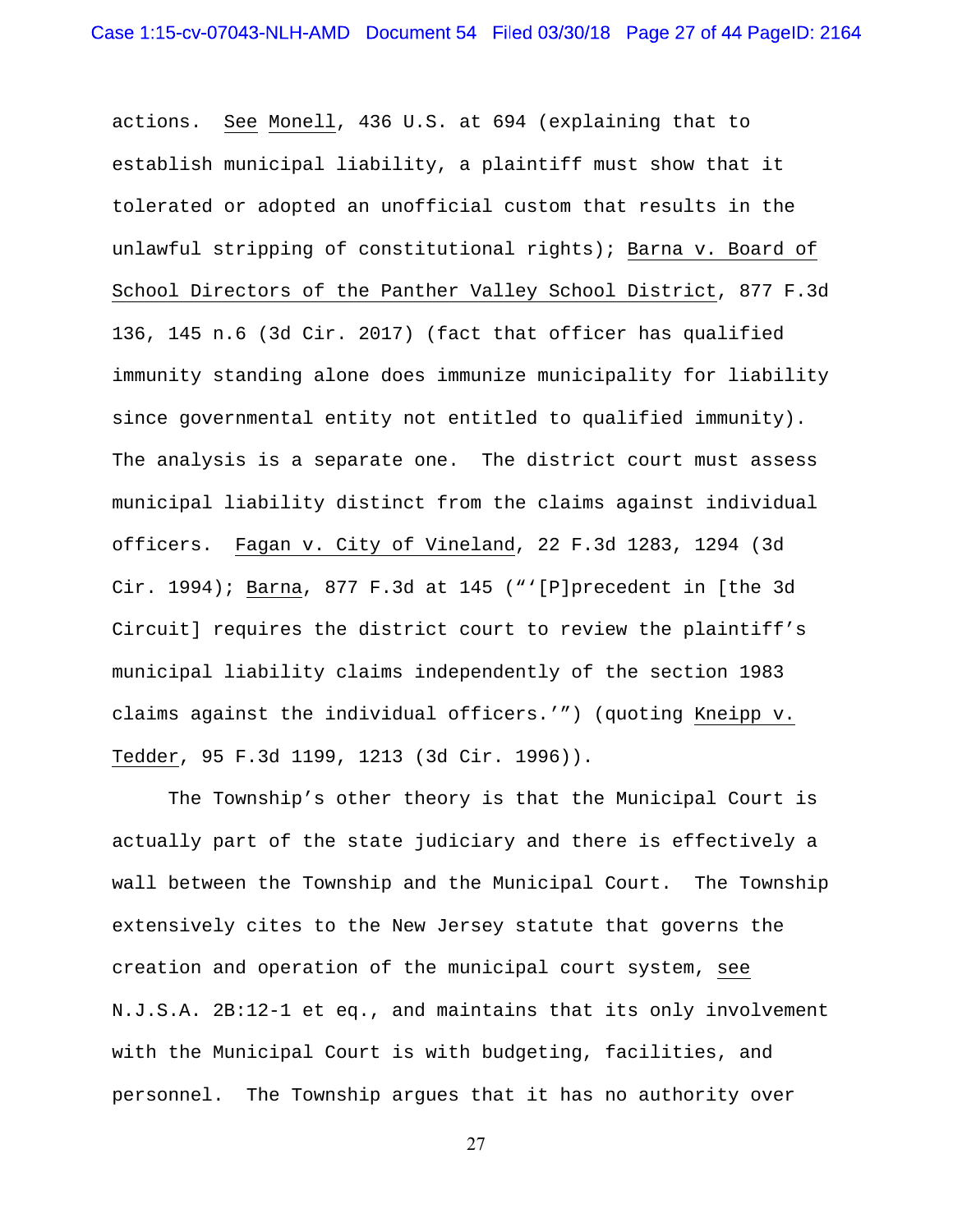actions. See Monell, 436 U.S. at 694 (explaining that to establish municipal liability, a plaintiff must show that it tolerated or adopted an unofficial custom that results in the unlawful stripping of constitutional rights); Barna v. Board of School Directors of the Panther Valley School District, 877 F.3d 136, 145 n.6 (3d Cir. 2017) (fact that officer has qualified immunity standing alone does immunize municipality for liability since governmental entity not entitled to qualified immunity). The analysis is a separate one. The district court must assess municipal liability distinct from the claims against individual officers. Fagan v. City of Vineland, 22 F.3d 1283, 1294 (3d Cir. 1994); Barna, 877 F.3d at 145 ("'[P]precedent in [the 3d Circuit] requires the district court to review the plaintiff's municipal liability claims independently of the section 1983 claims against the individual officers.'") (quoting Kneipp v. Tedder, 95 F.3d 1199, 1213 (3d Cir. 1996)).

The Township's other theory is that the Municipal Court is actually part of the state judiciary and there is effectively a wall between the Township and the Municipal Court. The Township extensively cites to the New Jersey statute that governs the creation and operation of the municipal court system, see N.J.S.A. 2B:12-1 et eq., and maintains that its only involvement with the Municipal Court is with budgeting, facilities, and personnel. The Township argues that it has no authority over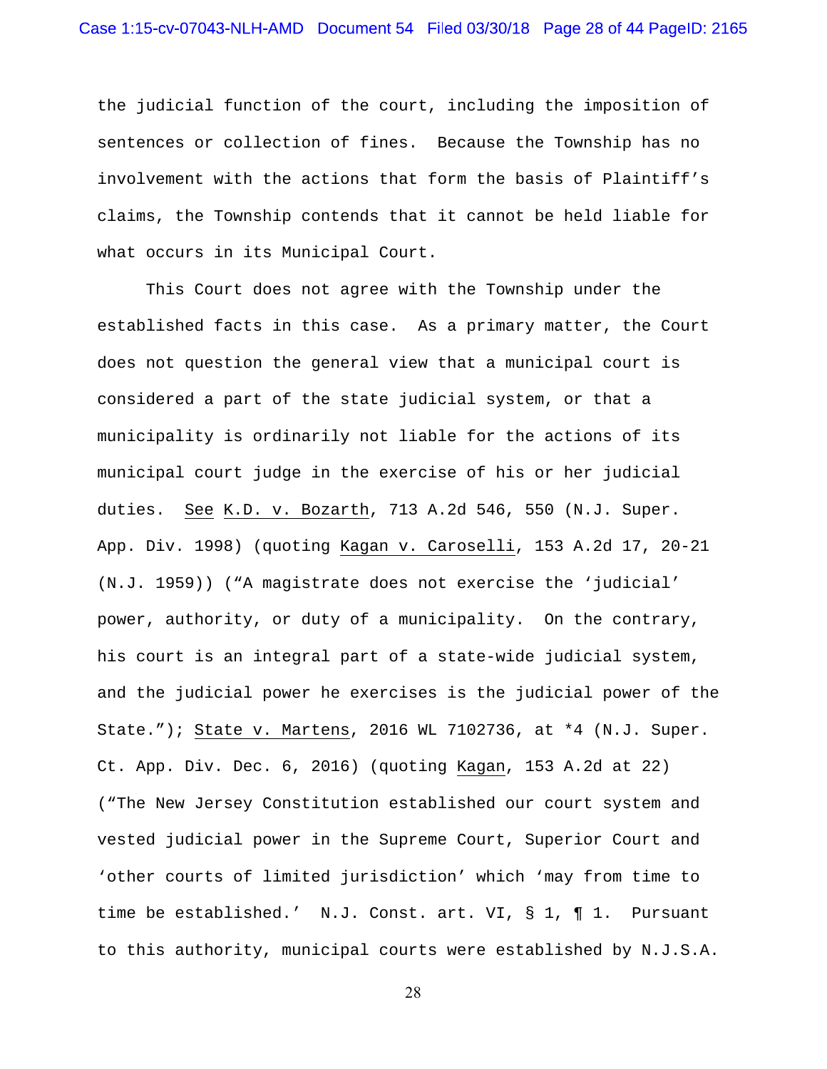the judicial function of the court, including the imposition of sentences or collection of fines. Because the Township has no involvement with the actions that form the basis of Plaintiff's claims, the Township contends that it cannot be held liable for what occurs in its Municipal Court.

This Court does not agree with the Township under the established facts in this case. As a primary matter, the Court does not question the general view that a municipal court is considered a part of the state judicial system, or that a municipality is ordinarily not liable for the actions of its municipal court judge in the exercise of his or her judicial duties. See K.D. v. Bozarth, 713 A.2d 546, 550 (N.J. Super. App. Div. 1998) (quoting Kagan v. Caroselli, 153 A.2d 17, 20-21 (N.J. 1959)) ("A magistrate does not exercise the 'judicial' power, authority, or duty of a municipality. On the contrary, his court is an integral part of a state-wide judicial system, and the judicial power he exercises is the judicial power of the State."); State v. Martens, 2016 WL 7102736, at *4 (N.J. Super. Ct. App. Div. Dec. 6, 2016) (quoting Kagan, 153 A.2d at 22) ("The New Jersey Constitution established our court system and vested judicial power in the Supreme Court, Superior Court and 'other courts of limited jurisdiction' which 'may from time to time be established.' N.J. Const. art. VI, § 1, ¶ 1. Pursuant to this authority, municipal courts were established by N.J.S.A.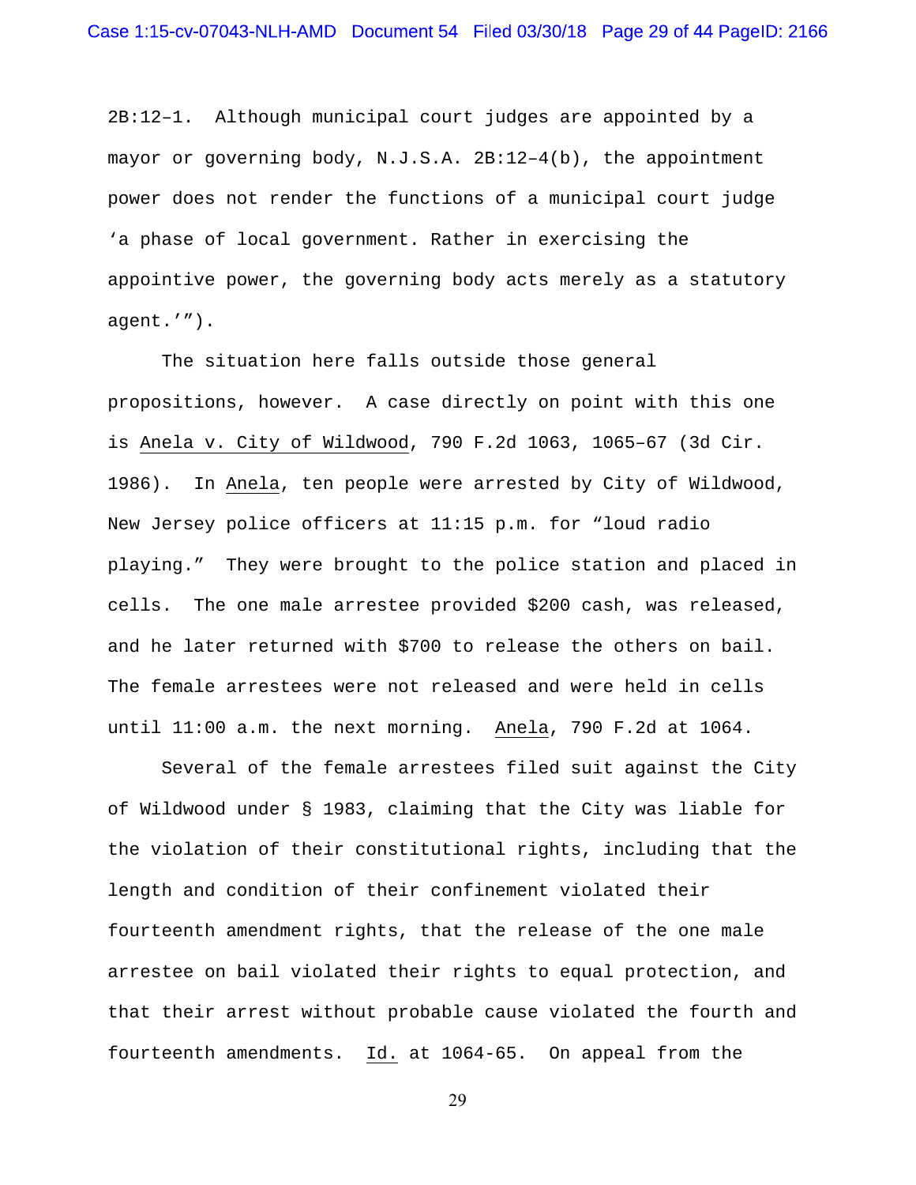2B:12–1. Although municipal court judges are appointed by a mayor or governing body, N.J.S.A. 2B:12–4(b), the appointment power does not render the functions of a municipal court judge 'a phase of local government. Rather in exercising the appointive power, the governing body acts merely as a statutory agent.'").

The situation here falls outside those general propositions, however. A case directly on point with this one is Anela v. City of Wildwood, 790 F.2d 1063, 1065–67 (3d Cir. 1986). In Anela, ten people were arrested by City of Wildwood, New Jersey police officers at 11:15 p.m. for "loud radio playing." They were brought to the police station and placed in cells. The one male arrestee provided $200 cash, was released, and he later returned with $700 to release the others on bail. The female arrestees were not released and were held in cells until 11:00 a.m. the next morning. Anela, 790 F.2d at 1064.

Several of the female arrestees filed suit against the City of Wildwood under § 1983, claiming that the City was liable for the violation of their constitutional rights, including that the length and condition of their confinement violated their fourteenth amendment rights, that the release of the one male arrestee on bail violated their rights to equal protection, and that their arrest without probable cause violated the fourth and fourteenth amendments. Id. at 1064-65. On appeal from the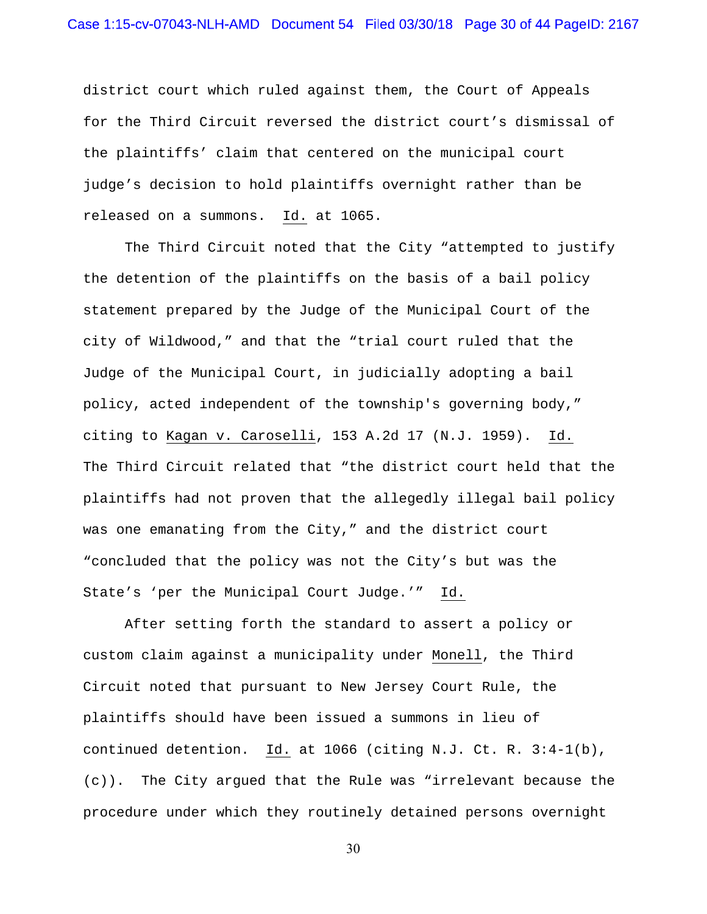district court which ruled against them, the Court of Appeals for the Third Circuit reversed the district court's dismissal of the plaintiffs' claim that centered on the municipal court judge's decision to hold plaintiffs overnight rather than be released on a summons. Id. at 1065.

The Third Circuit noted that the City "attempted to justify the detention of the plaintiffs on the basis of a bail policy statement prepared by the Judge of the Municipal Court of the city of Wildwood," and that the "trial court ruled that the Judge of the Municipal Court, in judicially adopting a bail policy, acted independent of the township's governing body," citing to Kagan v. Caroselli, 153 A.2d 17 (N.J. 1959). Id. The Third Circuit related that "the district court held that the plaintiffs had not proven that the allegedly illegal bail policy was one emanating from the City," and the district court "concluded that the policy was not the City's but was the State's 'per the Municipal Court Judge.'" Id.

After setting forth the standard to assert a policy or custom claim against a municipality under Monell, the Third Circuit noted that pursuant to New Jersey Court Rule, the plaintiffs should have been issued a summons in lieu of continued detention. Id. at 1066 (citing N.J. Ct. R. 3:4-1(b), (c)). The City argued that the Rule was "irrelevant because the procedure under which they routinely detained persons overnight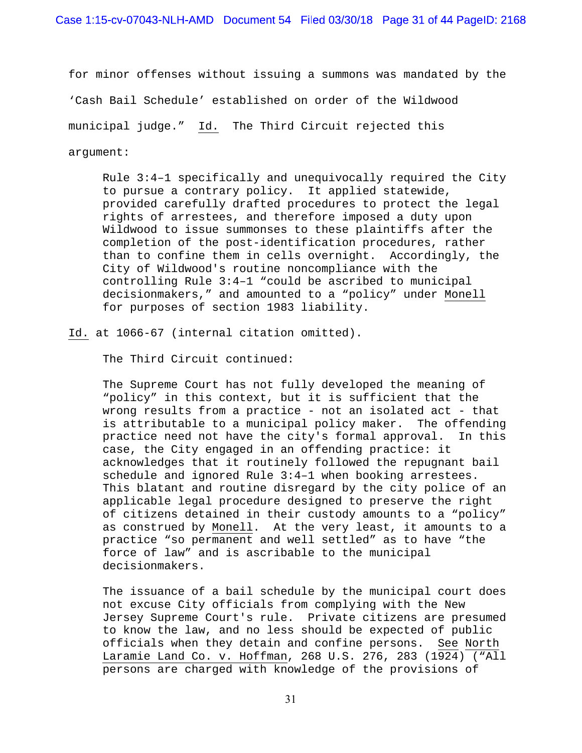for minor offenses without issuing a summons was mandated by the 'Cash Bail Schedule' established on order of the Wildwood municipal judge." Id. The Third Circuit rejected this argument:

> Rule 3:4–1 specifically and unequivocally required the City to pursue a contrary policy. It applied statewide, provided carefully drafted procedures to protect the legal rights of arrestees, and therefore imposed a duty upon Wildwood to issue summonses to these plaintiffs after the completion of the post-identification procedures, rather than to confine them in cells overnight. Accordingly, the City of Wildwood's routine noncompliance with the controlling Rule 3:4–1 "could be ascribed to municipal decisionmakers," and amounted to a "policy" under Monell for purposes of section 1983 liability.

Id. at 1066-67 (internal citation omitted).

The Third Circuit continued:

> The Supreme Court has not fully developed the meaning of "policy" in this context, but it is sufficient that the wrong results from a practice - not an isolated act - that is attributable to a municipal policy maker. The offending practice need not have the city's formal approval. In this case, the City engaged in an offending practice: it acknowledges that it routinely followed the repugnant bail schedule and ignored Rule 3:4–1 when booking arrestees. This blatant and routine disregard by the city police of an applicable legal procedure designed to preserve the right of citizens detained in their custody amounts to a "policy" as construed by Monell. At the very least, it amounts to a practice "so permanent and well settled" as to have "the force of law" and is ascribable to the municipal decisionmakers.
>
> The issuance of a bail schedule by the municipal court does not excuse City officials from complying with the New Jersey Supreme Court's rule. Private citizens are presumed to know the law, and no less should be expected of public officials when they detain and confine persons. See North Laramie Land Co. v. Hoffman, 268 U.S. 276, 283 (1924) ("All persons are charged with knowledge of the provisions of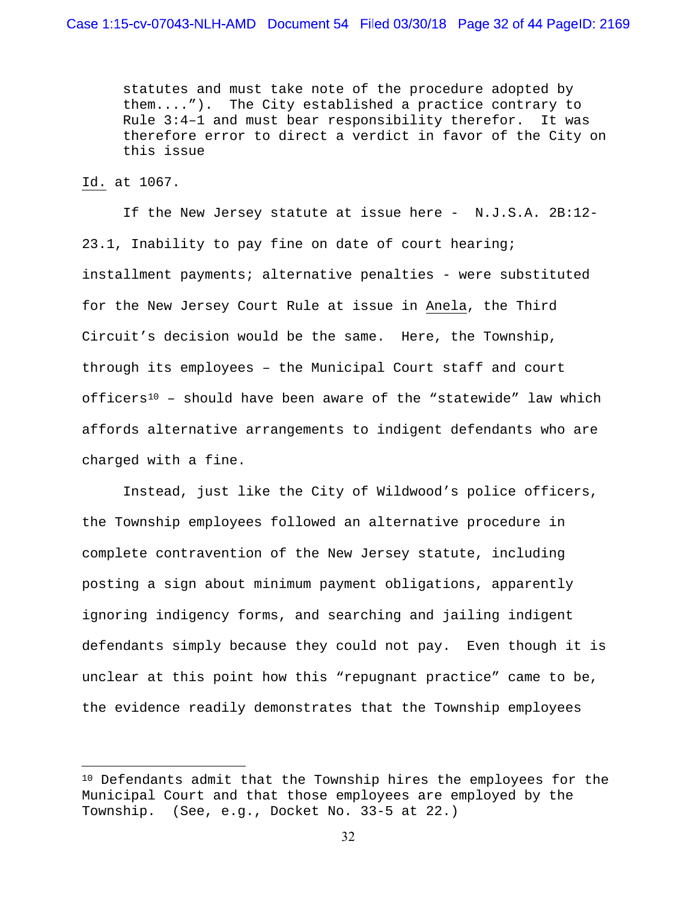> statutes and must take note of the procedure adopted by them...."). The City established a practice contrary to Rule 3:4–1 and must bear responsibility therefor. It was therefore error to direct a verdict in favor of the City on this issue

Id. at 1067.

If the New Jersey statute at issue here - N.J.S.A. 2B:12-23.1, Inability to pay fine on date of court hearing; installment payments; alternative penalties - were substituted for the New Jersey Court Rule at issue in Anela, the Third Circuit's decision would be the same. Here, the Township, through its employees – the Municipal Court staff and court officers[10] – should have been aware of the "statewide" law which affords alternative arrangements to indigent defendants who are charged with a fine.

Instead, just like the City of Wildwood's police officers, the Township employees followed an alternative procedure in complete contravention of the New Jersey statute, including posting a sign about minimum payment obligations, apparently ignoring indigency forms, and searching and jailing indigent defendants simply because they could not pay. Even though it is unclear at this point how this "repugnant practice" came to be, the evidence readily demonstrates that the Township employees

---

[10] Defendants admit that the Township hires the employees for the Municipal Court and that those employees are employed by the Township. (See, e.g., Docket No. 33-5 at 22.)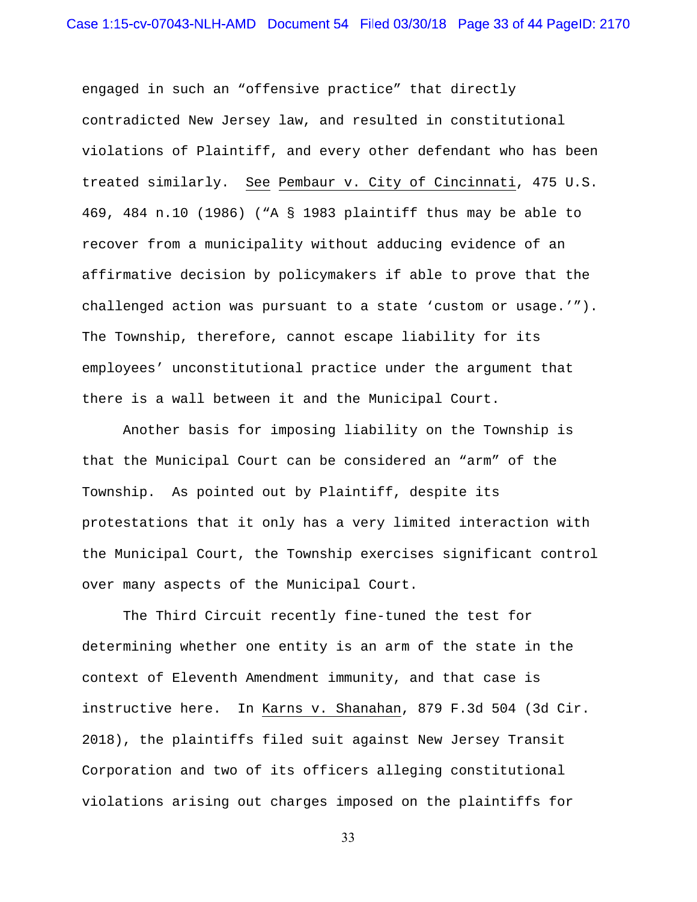engaged in such an "offensive practice" that directly contradicted New Jersey law, and resulted in constitutional violations of Plaintiff, and every other defendant who has been treated similarly. See Pembaur v. City of Cincinnati, 475 U.S. 469, 484 n.10 (1986) ("A § 1983 plaintiff thus may be able to recover from a municipality without adducing evidence of an affirmative decision by policymakers if able to prove that the challenged action was pursuant to a state 'custom or usage.'"). The Township, therefore, cannot escape liability for its employees' unconstitutional practice under the argument that there is a wall between it and the Municipal Court.

Another basis for imposing liability on the Township is that the Municipal Court can be considered an "arm" of the Township. As pointed out by Plaintiff, despite its protestations that it only has a very limited interaction with the Municipal Court, the Township exercises significant control over many aspects of the Municipal Court.

The Third Circuit recently fine-tuned the test for determining whether one entity is an arm of the state in the context of Eleventh Amendment immunity, and that case is instructive here. In Karns v. Shanahan, 879 F.3d 504 (3d Cir. 2018), the plaintiffs filed suit against New Jersey Transit Corporation and two of its officers alleging constitutional violations arising out charges imposed on the plaintiffs for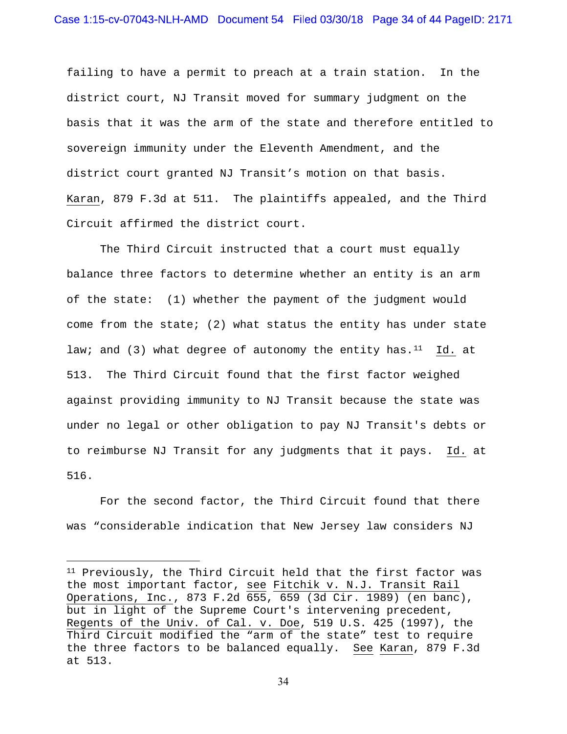failing to have a permit to preach at a train station. In the district court, NJ Transit moved for summary judgment on the basis that it was the arm of the state and therefore entitled to sovereign immunity under the Eleventh Amendment, and the district court granted NJ Transit's motion on that basis. Karan, 879 F.3d at 511. The plaintiffs appealed, and the Third Circuit affirmed the district court.

The Third Circuit instructed that a court must equally balance three factors to determine whether an entity is an arm of the state: (1) whether the payment of the judgment would come from the state; (2) what status the entity has under state law; and (3) what degree of autonomy the entity has.[11] Id. at 513. The Third Circuit found that the first factor weighed against providing immunity to NJ Transit because the state was under no legal or other obligation to pay NJ Transit's debts or to reimburse NJ Transit for any judgments that it pays. Id. at 516.

For the second factor, the Third Circuit found that there was "considerable indication that New Jersey law considers NJ

---

[11] Previously, the Third Circuit held that the first factor was the most important factor, see Fitchik v. N.J. Transit Rail Operations, Inc., 873 F.2d 655, 659 (3d Cir. 1989) (en banc), but in light of the Supreme Court's intervening precedent, Regents of the Univ. of Cal. v. Doe, 519 U.S. 425 (1997), the Third Circuit modified the "arm of the state" test to require the three factors to be balanced equally. See Karan, 879 F.3d at 513.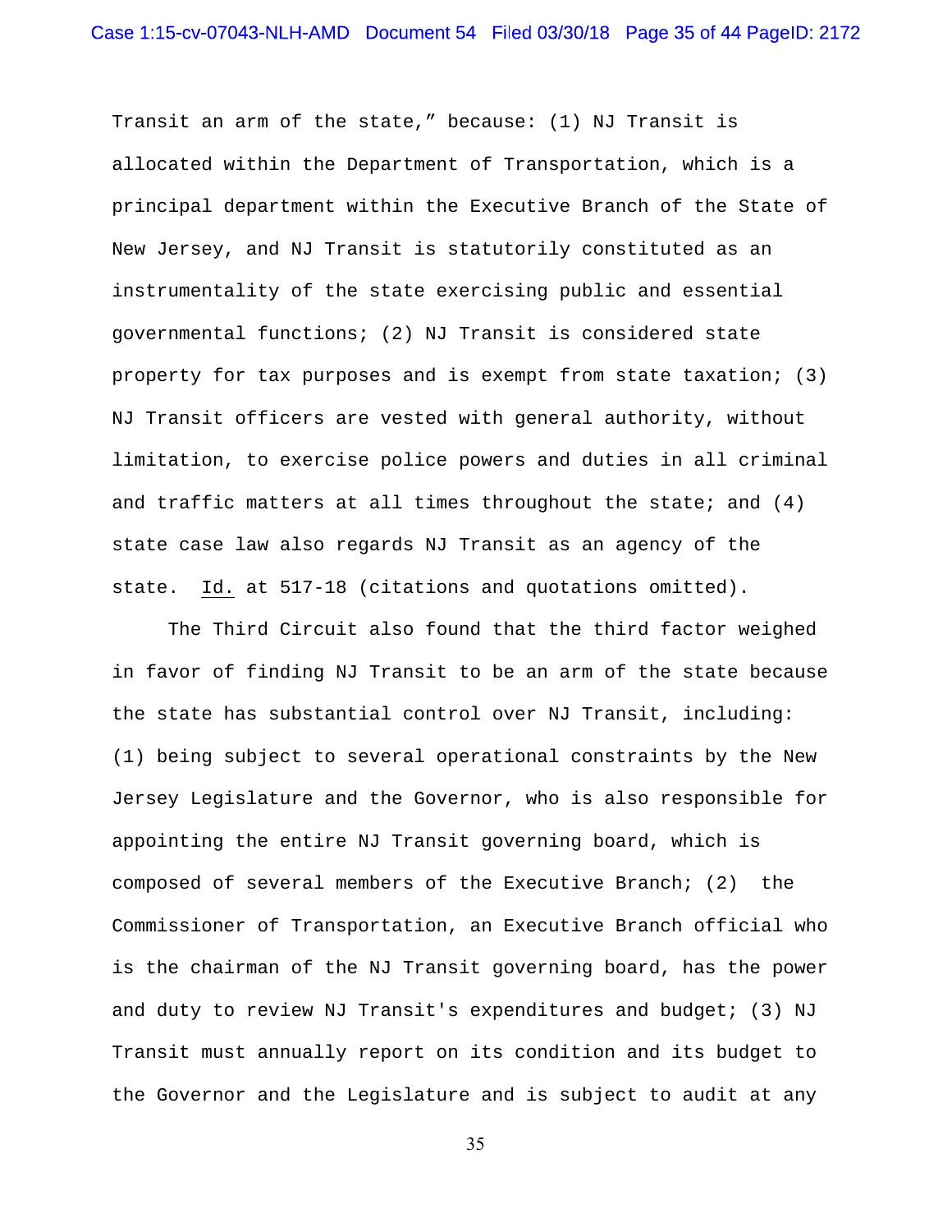Transit an arm of the state," because: (1) NJ Transit is allocated within the Department of Transportation, which is a principal department within the Executive Branch of the State of New Jersey, and NJ Transit is statutorily constituted as an instrumentality of the state exercising public and essential governmental functions; (2) NJ Transit is considered state property for tax purposes and is exempt from state taxation; (3) NJ Transit officers are vested with general authority, without limitation, to exercise police powers and duties in all criminal and traffic matters at all times throughout the state; and (4) state case law also regards NJ Transit as an agency of the state. Id. at 517-18 (citations and quotations omitted).

The Third Circuit also found that the third factor weighed in favor of finding NJ Transit to be an arm of the state because the state has substantial control over NJ Transit, including: (1) being subject to several operational constraints by the New Jersey Legislature and the Governor, who is also responsible for appointing the entire NJ Transit governing board, which is composed of several members of the Executive Branch; (2) the Commissioner of Transportation, an Executive Branch official who is the chairman of the NJ Transit governing board, has the power and duty to review NJ Transit's expenditures and budget; (3) NJ Transit must annually report on its condition and its budget to the Governor and the Legislature and is subject to audit at any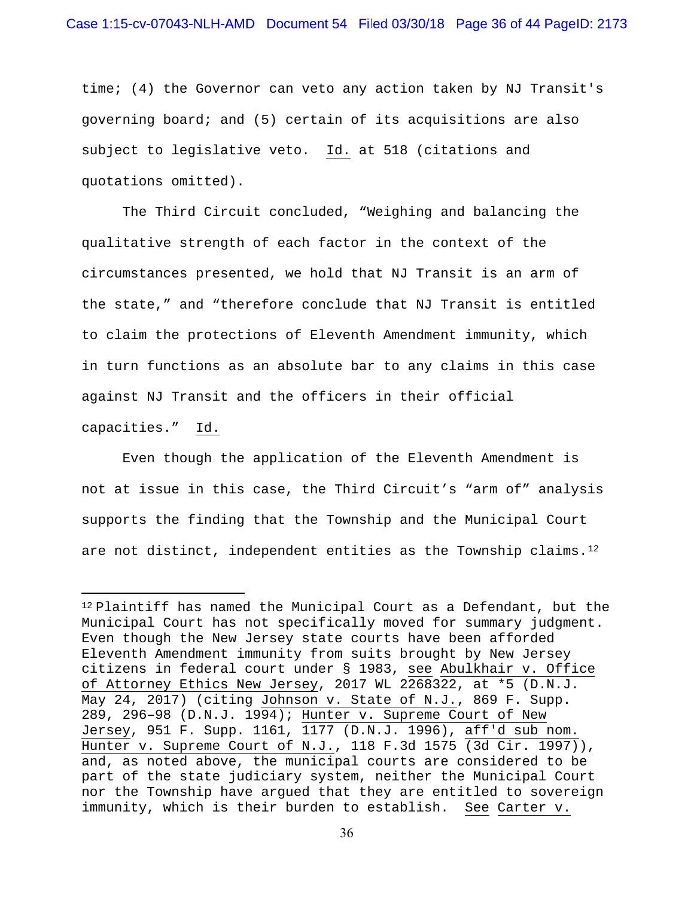time; (4) the Governor can veto any action taken by NJ Transit's governing board; and (5) certain of its acquisitions are also subject to legislative veto. Id. at 518 (citations and quotations omitted).

The Third Circuit concluded, "Weighing and balancing the qualitative strength of each factor in the context of the circumstances presented, we hold that NJ Transit is an arm of the state," and "therefore conclude that NJ Transit is entitled to claim the protections of Eleventh Amendment immunity, which in turn functions as an absolute bar to any claims in this case against NJ Transit and the officers in their official capacities." Id.

Even though the application of the Eleventh Amendment is not at issue in this case, the Third Circuit's "arm of" analysis supports the finding that the Township and the Municipal Court are not distinct, independent entities as the Township claims.[12]

---

[12] Plaintiff has named the Municipal Court as a Defendant, but the Municipal Court has not specifically moved for summary judgment. Even though the New Jersey state courts have been afforded Eleventh Amendment immunity from suits brought by New Jersey citizens in federal court under § 1983, see Abulkhair v. Office of Attorney Ethics New Jersey, 2017 WL 2268322, at *5 (D.N.J. May 24, 2017) (citing Johnson v. State of N.J., 869 F. Supp. 289, 296–98 (D.N.J. 1994); Hunter v. Supreme Court of New Jersey, 951 F. Supp. 1161, 1177 (D.N.J. 1996), aff'd sub nom. Hunter v. Supreme Court of N.J., 118 F.3d 1575 (3d Cir. 1997)), and, as noted above, the municipal courts are considered to be part of the state judiciary system, neither the Municipal Court nor the Township have argued that they are entitled to sovereign immunity, which is their burden to establish. See Carter v.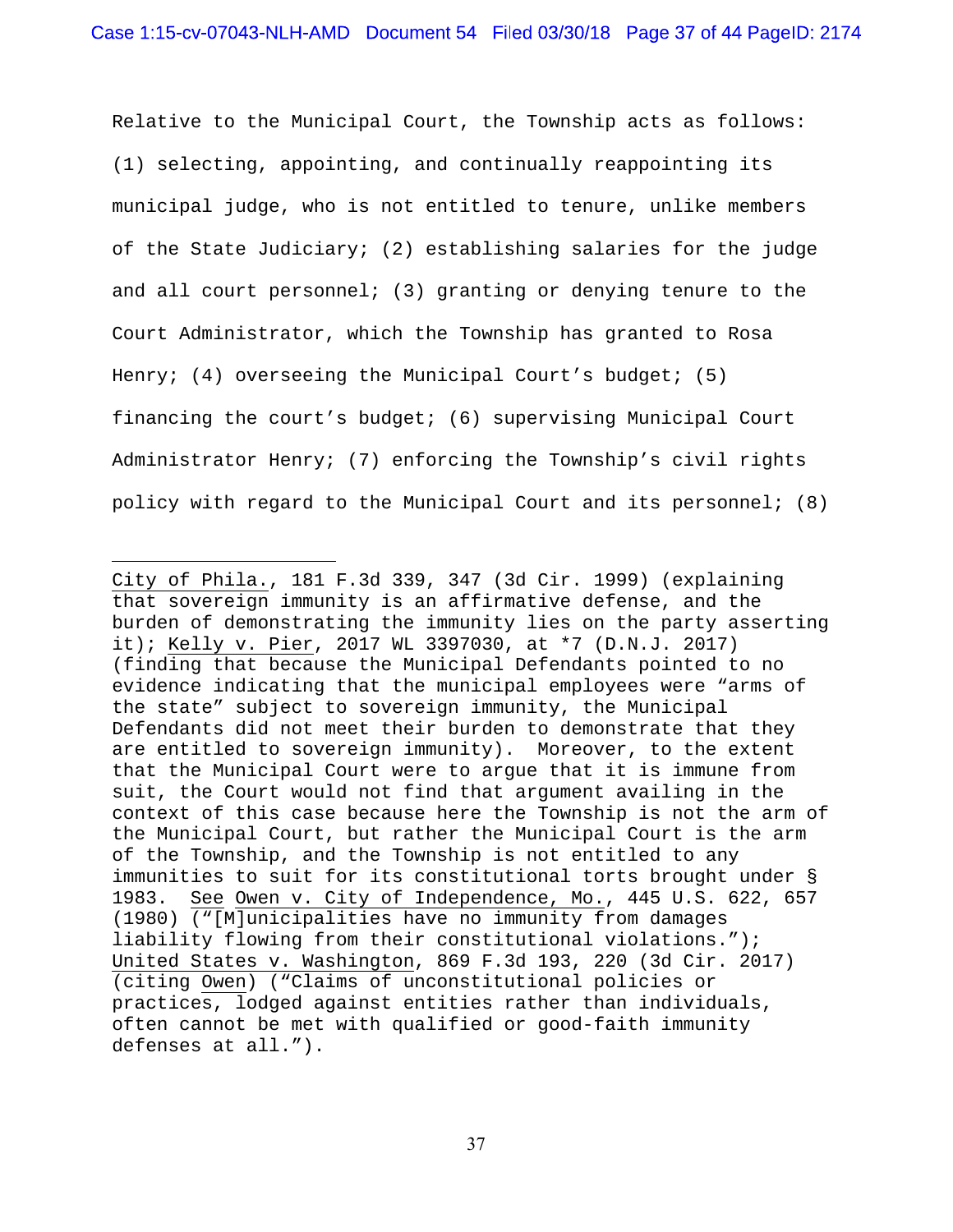Relative to the Municipal Court, the Township acts as follows: (1) selecting, appointing, and continually reappointing its municipal judge, who is not entitled to tenure, unlike members of the State Judiciary; (2) establishing salaries for the judge and all court personnel; (3) granting or denying tenure to the Court Administrator, which the Township has granted to Rosa Henry; (4) overseeing the Municipal Court's budget; (5) financing the court's budget; (6) supervising Municipal Court Administrator Henry; (7) enforcing the Township's civil rights policy with regard to the Municipal Court and its personnel; (8)

---

City of Phila., 181 F.3d 339, 347 (3d Cir. 1999) (explaining that sovereign immunity is an affirmative defense, and the burden of demonstrating the immunity lies on the party asserting it); Kelly v. Pier, 2017 WL 3397030, at *7 (D.N.J. 2017) (finding that because the Municipal Defendants pointed to no evidence indicating that the municipal employees were "arms of the state" subject to sovereign immunity, the Municipal Defendants did not meet their burden to demonstrate that they are entitled to sovereign immunity). Moreover, to the extent that the Municipal Court were to argue that it is immune from suit, the Court would not find that argument availing in the context of this case because here the Township is not the arm of the Municipal Court, but rather the Municipal Court is the arm of the Township, and the Township is not entitled to any immunities to suit for its constitutional torts brought under § 1983. See Owen v. City of Independence, Mo., 445 U.S. 622, 657 (1980) ("[M]unicipalities have no immunity from damages liability flowing from their constitutional violations."); United States v. Washington, 869 F.3d 193, 220 (3d Cir. 2017) (citing Owen) ("Claims of unconstitutional policies or practices, lodged against entities rather than individuals, often cannot be met with qualified or good-faith immunity defenses at all.").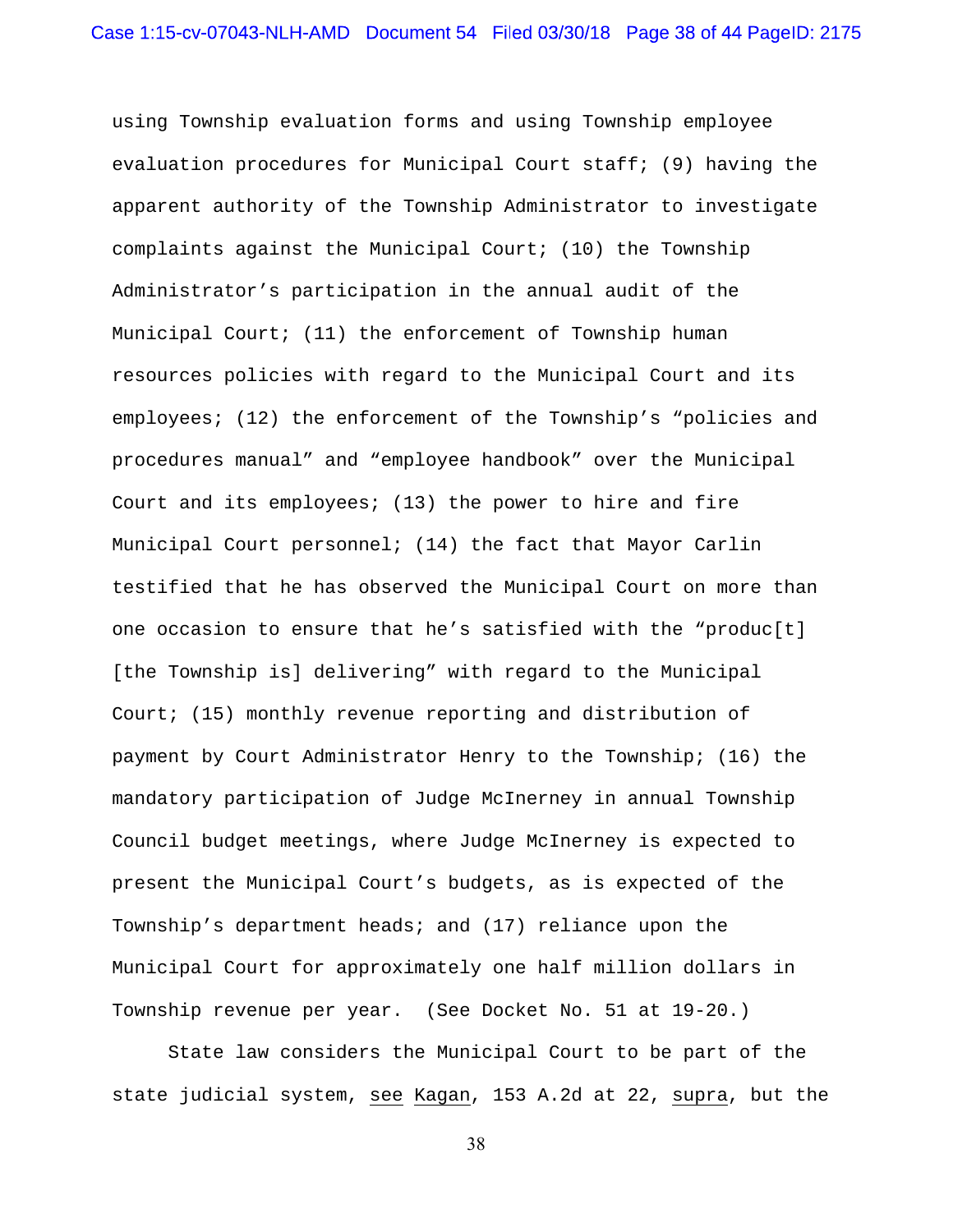using Township evaluation forms and using Township employee evaluation procedures for Municipal Court staff; (9) having the apparent authority of the Township Administrator to investigate complaints against the Municipal Court; (10) the Township Administrator's participation in the annual audit of the Municipal Court; (11) the enforcement of Township human resources policies with regard to the Municipal Court and its employees; (12) the enforcement of the Township's "policies and procedures manual" and "employee handbook" over the Municipal Court and its employees; (13) the power to hire and fire Municipal Court personnel; (14) the fact that Mayor Carlin testified that he has observed the Municipal Court on more than one occasion to ensure that he's satisfied with the "produc[t] [the Township is] delivering" with regard to the Municipal Court; (15) monthly revenue reporting and distribution of payment by Court Administrator Henry to the Township; (16) the mandatory participation of Judge McInerney in annual Township Council budget meetings, where Judge McInerney is expected to present the Municipal Court's budgets, as is expected of the Township's department heads; and (17) reliance upon the Municipal Court for approximately one half million dollars in Township revenue per year. (See Docket No. 51 at 19-20.)

State law considers the Municipal Court to be part of the state judicial system, see Kagan, 153 A.2d at 22, supra, but the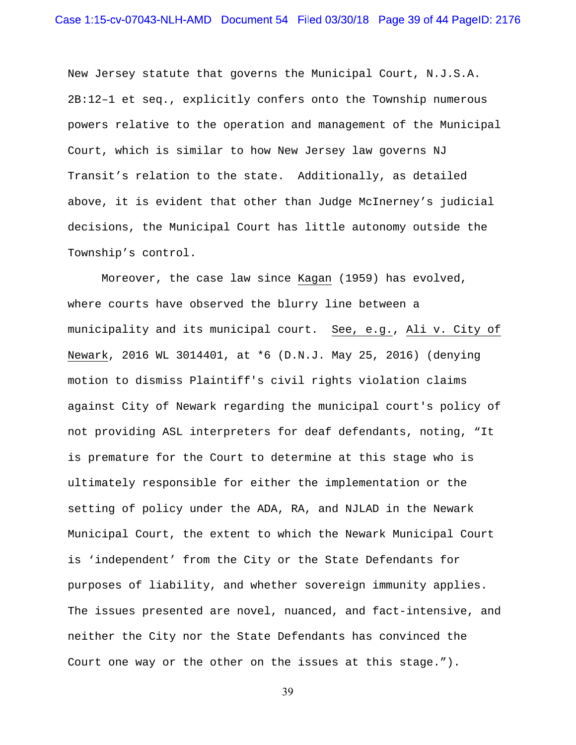New Jersey statute that governs the Municipal Court, N.J.S.A. 2B:12–1 et seq., explicitly confers onto the Township numerous powers relative to the operation and management of the Municipal Court, which is similar to how New Jersey law governs NJ Transit's relation to the state. Additionally, as detailed above, it is evident that other than Judge McInerney's judicial decisions, the Municipal Court has little autonomy outside the Township's control.

Moreover, the case law since Kagan (1959) has evolved, where courts have observed the blurry line between a municipality and its municipal court. See, e.g., Ali v. City of Newark, 2016 WL 3014401, at *6 (D.N.J. May 25, 2016) (denying motion to dismiss Plaintiff's civil rights violation claims against City of Newark regarding the municipal court's policy of not providing ASL interpreters for deaf defendants, noting, "It is premature for the Court to determine at this stage who is ultimately responsible for either the implementation or the setting of policy under the ADA, RA, and NJLAD in the Newark Municipal Court, the extent to which the Newark Municipal Court is 'independent' from the City or the State Defendants for purposes of liability, and whether sovereign immunity applies. The issues presented are novel, nuanced, and fact-intensive, and neither the City nor the State Defendants has convinced the Court one way or the other on the issues at this stage.").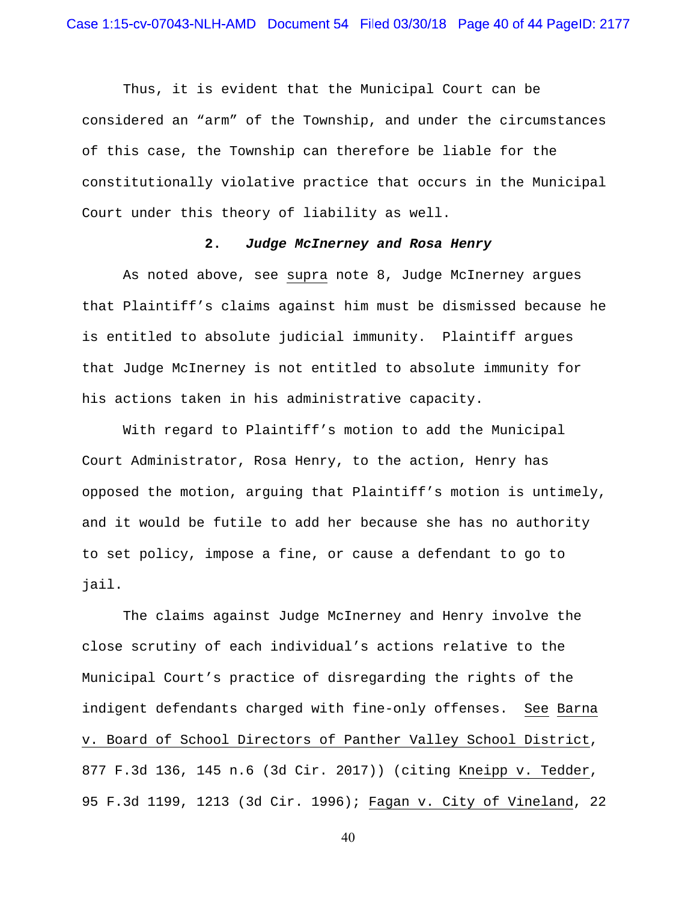Thus, it is evident that the Municipal Court can be considered an "arm" of the Township, and under the circumstances of this case, the Township can therefore be liable for the constitutionally violative practice that occurs in the Municipal Court under this theory of liability as well.

### 2. *Judge McInerney and Rosa Henry*

As noted above, see supra note 8, Judge McInerney argues that Plaintiff's claims against him must be dismissed because he is entitled to absolute judicial immunity. Plaintiff argues that Judge McInerney is not entitled to absolute immunity for his actions taken in his administrative capacity.

With regard to Plaintiff's motion to add the Municipal Court Administrator, Rosa Henry, to the action, Henry has opposed the motion, arguing that Plaintiff's motion is untimely, and it would be futile to add her because she has no authority to set policy, impose a fine, or cause a defendant to go to jail.

The claims against Judge McInerney and Henry involve the close scrutiny of each individual's actions relative to the Municipal Court's practice of disregarding the rights of the indigent defendants charged with fine-only offenses. See Barna v. Board of School Directors of Panther Valley School District, 877 F.3d 136, 145 n.6 (3d Cir. 2017)) (citing Kneipp v. Tedder, 95 F.3d 1199, 1213 (3d Cir. 1996); Fagan v. City of Vineland, 22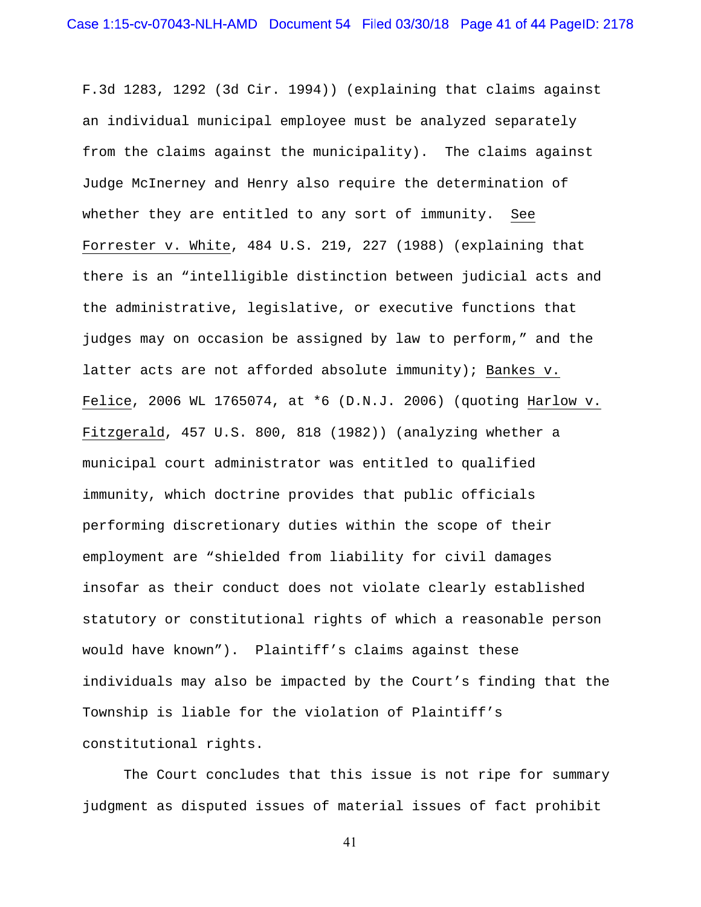F.3d 1283, 1292 (3d Cir. 1994)) (explaining that claims against an individual municipal employee must be analyzed separately from the claims against the municipality). The claims against Judge McInerney and Henry also require the determination of whether they are entitled to any sort of immunity. See Forrester v. White, 484 U.S. 219, 227 (1988) (explaining that there is an "intelligible distinction between judicial acts and the administrative, legislative, or executive functions that judges may on occasion be assigned by law to perform," and the latter acts are not afforded absolute immunity); Bankes v. Felice, 2006 WL 1765074, at *6 (D.N.J. 2006) (quoting Harlow v. Fitzgerald, 457 U.S. 800, 818 (1982)) (analyzing whether a municipal court administrator was entitled to qualified immunity, which doctrine provides that public officials performing discretionary duties within the scope of their employment are "shielded from liability for civil damages insofar as their conduct does not violate clearly established statutory or constitutional rights of which a reasonable person would have known"). Plaintiff's claims against these individuals may also be impacted by the Court's finding that the Township is liable for the violation of Plaintiff's constitutional rights.

The Court concludes that this issue is not ripe for summary judgment as disputed issues of material issues of fact prohibit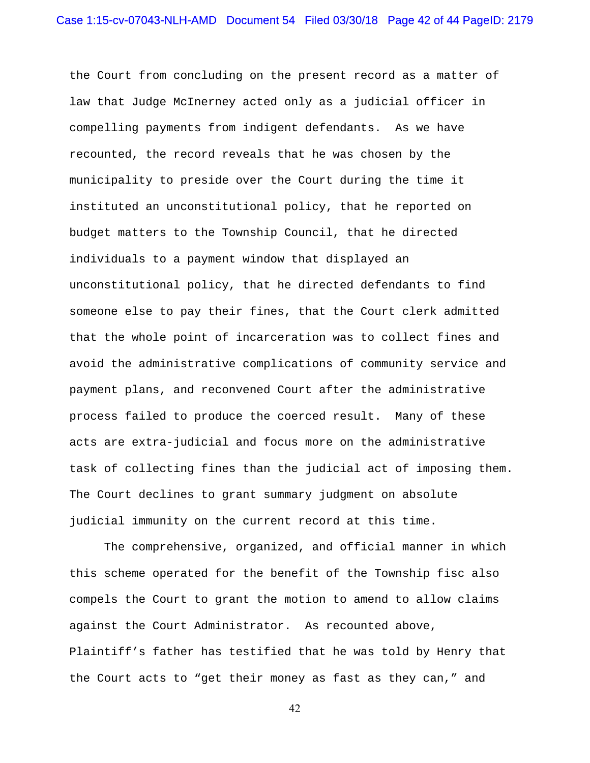the Court from concluding on the present record as a matter of law that Judge McInerney acted only as a judicial officer in compelling payments from indigent defendants. As we have recounted, the record reveals that he was chosen by the municipality to preside over the Court during the time it instituted an unconstitutional policy, that he reported on budget matters to the Township Council, that he directed individuals to a payment window that displayed an unconstitutional policy, that he directed defendants to find someone else to pay their fines, that the Court clerk admitted that the whole point of incarceration was to collect fines and avoid the administrative complications of community service and payment plans, and reconvened Court after the administrative process failed to produce the coerced result. Many of these acts are extra-judicial and focus more on the administrative task of collecting fines than the judicial act of imposing them. The Court declines to grant summary judgment on absolute judicial immunity on the current record at this time.

The comprehensive, organized, and official manner in which this scheme operated for the benefit of the Township fisc also compels the Court to grant the motion to amend to allow claims against the Court Administrator. As recounted above, Plaintiff's father has testified that he was told by Henry that the Court acts to "get their money as fast as they can," and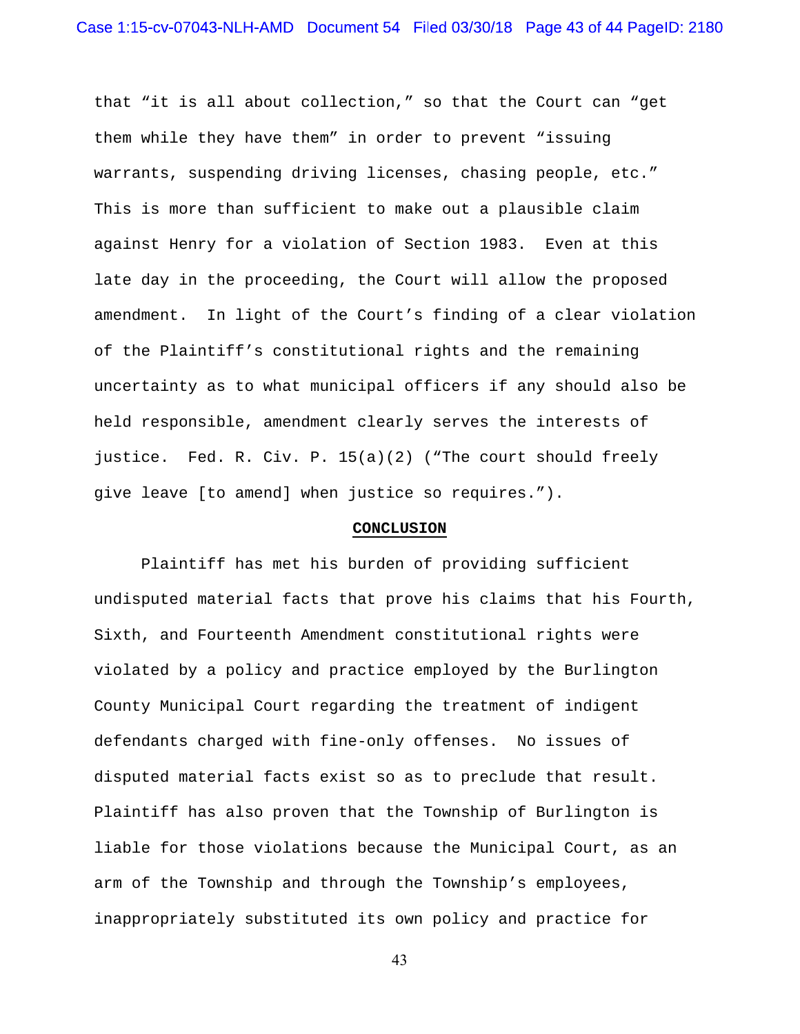that "it is all about collection," so that the Court can "get them while they have them" in order to prevent "issuing warrants, suspending driving licenses, chasing people, etc." This is more than sufficient to make out a plausible claim against Henry for a violation of Section 1983. Even at this late day in the proceeding, the Court will allow the proposed amendment. In light of the Court's finding of a clear violation of the Plaintiff's constitutional rights and the remaining uncertainty as to what municipal officers if any should also be held responsible, amendment clearly serves the interests of justice. Fed. R. Civ. P. 15(a)(2) ("The court should freely give leave [to amend] when justice so requires.").

## CONCLUSION

Plaintiff has met his burden of providing sufficient undisputed material facts that prove his claims that his Fourth, Sixth, and Fourteenth Amendment constitutional rights were violated by a policy and practice employed by the Burlington County Municipal Court regarding the treatment of indigent defendants charged with fine-only offenses. No issues of disputed material facts exist so as to preclude that result. Plaintiff has also proven that the Township of Burlington is liable for those violations because the Municipal Court, as an arm of the Township and through the Township's employees, inappropriately substituted its own policy and practice for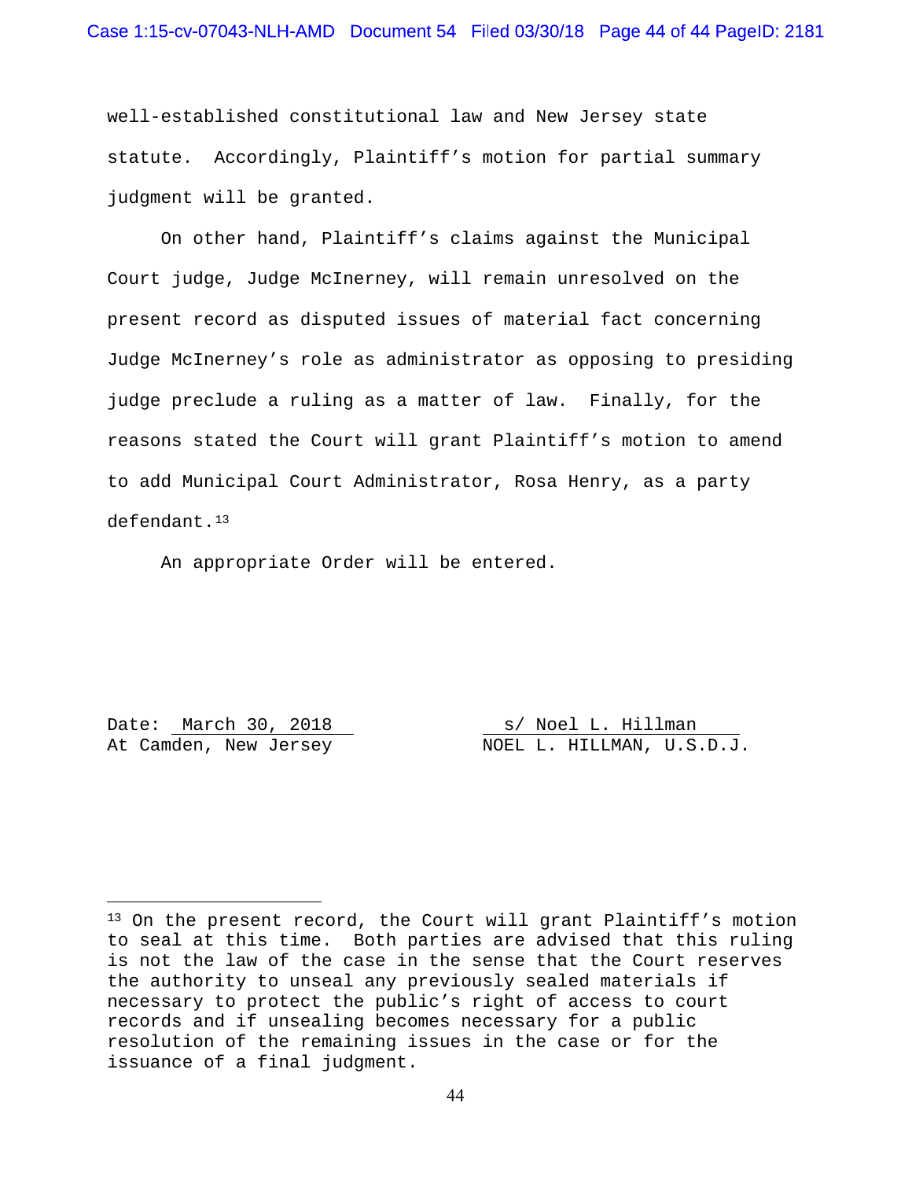well-established constitutional law and New Jersey state statute. Accordingly, Plaintiff's motion for partial summary judgment will be granted.

On other hand, Plaintiff's claims against the Municipal Court judge, Judge McInerney, will remain unresolved on the present record as disputed issues of material fact concerning Judge McInerney's role as administrator as opposing to presiding judge preclude a ruling as a matter of law. Finally, for the reasons stated the Court will grant Plaintiff's motion to amend to add Municipal Court Administrator, Rosa Henry, as a party defendant.[13]

An appropriate Order will be entered.

Date: March 30, 2018
At Camden, New Jersey

s/ Noel L. Hillman
NOEL L. HILLMAN, U.S.D.J.

---

[13] On the present record, the Court will grant Plaintiff's motion to seal at this time. Both parties are advised that this ruling is not the law of the case in the sense that the Court reserves the authority to unseal any previously sealed materials if necessary to protect the public's right of access to court records and if unsealing becomes necessary for a public resolution of the remaining issues in the case or for the issuance of a final judgment.